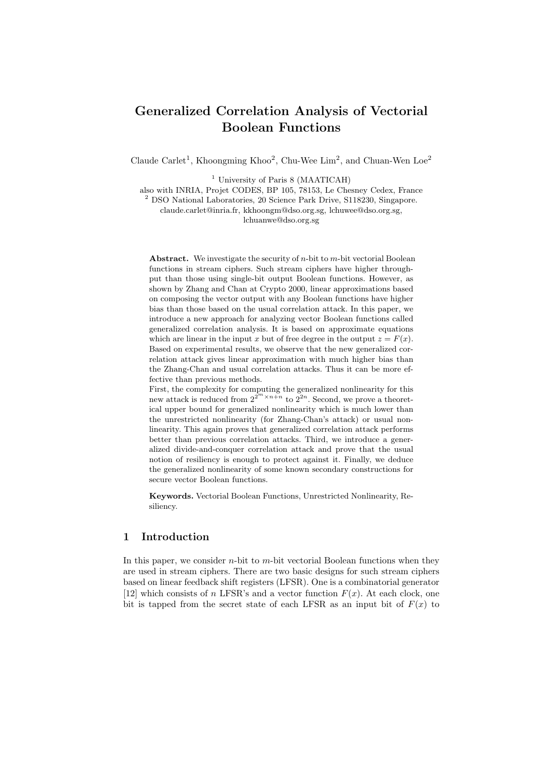# Generalized Correlation Analysis of Vectorial Boolean Functions

Claude Carlet[1], Khoongming Khoo[2], Chu-Wee Lim[2], and Chuan-Wen Loe[2]

[1] University of Paris 8 (MAATICAH)
also with INRIA, Projet CODES, BP 105, 78153, Le Chesney Cedex, France
[2] DSO National Laboratories, 20 Science Park Drive, S118230, Singapore.
claude.carlet@inria.fr, kkhoongm@dso.org.sg, lchuwee@dso.org.sg,
lchuanwe@dso.org.sg

**Abstract.** We investigate the security of $n$-bit to $m$-bit vectorial Boolean functions in stream ciphers. Such stream ciphers have higher throughput than those using single-bit output Boolean functions. However, as shown by Zhang and Chan at Crypto 2000, linear approximations based on composing the vector output with any Boolean functions have higher bias than those based on the usual correlation attack. In this paper, we introduce a new approach for analyzing vector Boolean functions called generalized correlation analysis. It is based on approximate equations which are linear in the input $x$ but of free degree in the output $z = F(x)$. Based on experimental results, we observe that the new generalized correlation attack gives linear approximation with much higher bias than the Zhang-Chan and usual correlation attacks. Thus it can be more effective than previous methods.

First, the complexity for computing the generalized nonlinearity for this new attack is reduced from $2^{2^m \times n + n}$ to $2^{2n}$. Second, we prove a theoretical upper bound for generalized nonlinearity which is much lower than the unrestricted nonlinearity (for Zhang-Chan's attack) or usual nonlinearity. This again proves that generalized correlation attack performs better than previous correlation attacks. Third, we introduce a generalized divide-and-conquer correlation attack and prove that the usual notion of resiliency is enough to protect against it. Finally, we deduce the generalized nonlinearity of some known secondary constructions for secure vector Boolean functions.

**Keywords.** Vectorial Boolean Functions, Unrestricted Nonlinearity, Resiliency.

## 1 Introduction

In this paper, we consider $n$-bit to $m$-bit vectorial Boolean functions when they are used in stream ciphers. There are two basic designs for such stream ciphers based on linear feedback shift registers (LFSR). One is a combinatorial generator [12] which consists of $n$ LFSR's and a vector function $F(x)$. At each clock, one bit is tapped from the secret state of each LFSR as an input bit of $F(x)$ to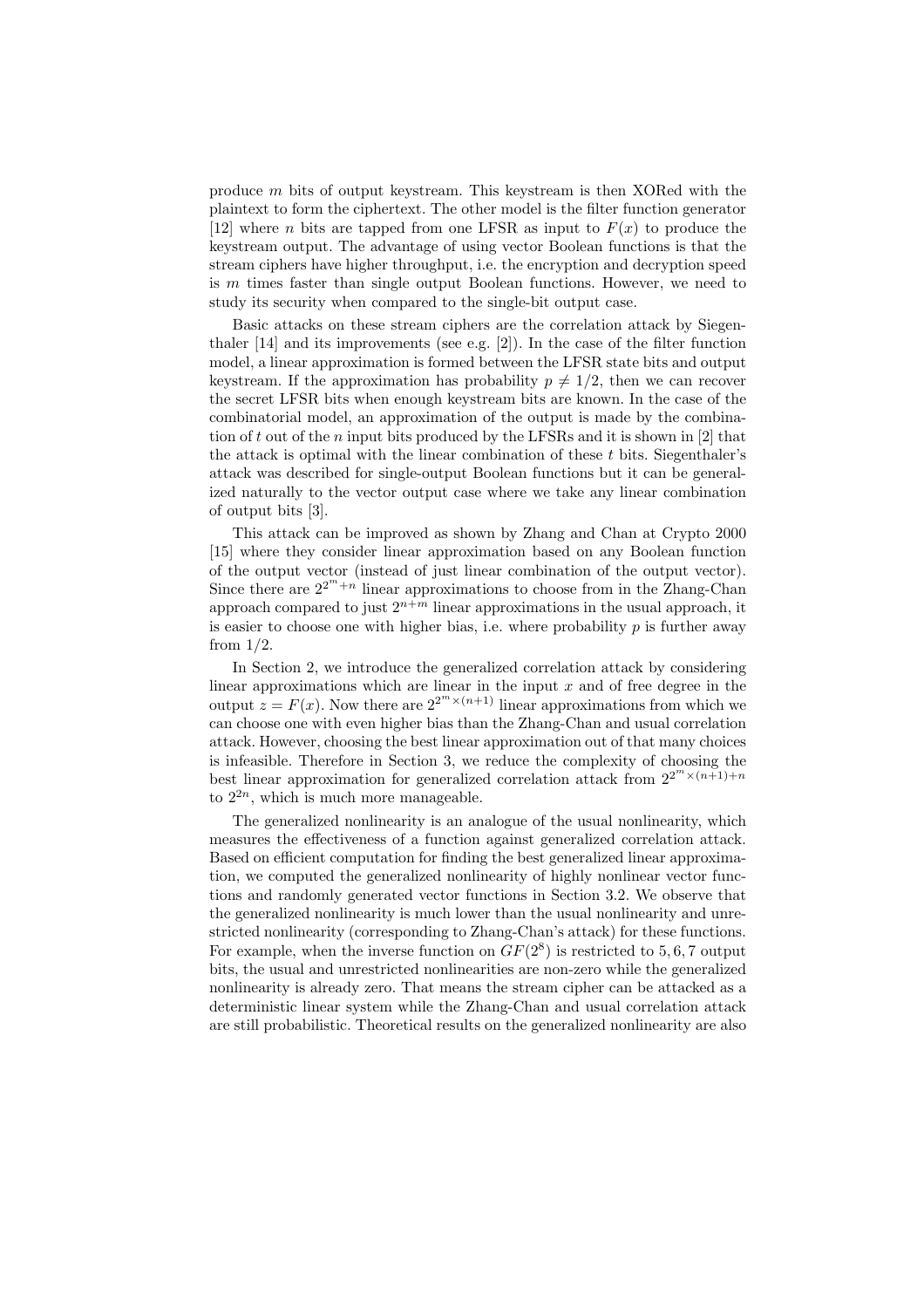produce $m$ bits of output keystream. This keystream is then XORed with the plaintext to form the ciphertext. The other model is the filter function generator [12] where $n$ bits are tapped from one LFSR as input to $F(x)$ to produce the keystream output. The advantage of using vector Boolean functions is that the stream ciphers have higher throughput, i.e. the encryption and decryption speed is $m$ times faster than single output Boolean functions. However, we need to study its security when compared to the single-bit output case.

Basic attacks on these stream ciphers are the correlation attack by Siegenthaler [14] and its improvements (see e.g. [2]). In the case of the filter function model, a linear approximation is formed between the LFSR state bits and output keystream. If the approximation has probability $p \neq 1/2$, then we can recover the secret LFSR bits when enough keystream bits are known. In the case of the combinatorial model, an approximation of the output is made by the combination of $t$ out of the $n$ input bits produced by the LFSRs and it is shown in [2] that the attack is optimal with the linear combination of these $t$ bits. Siegenthaler's attack was described for single-output Boolean functions but it can be generalized naturally to the vector output case where we take any linear combination of output bits [3].

This attack can be improved as shown by Zhang and Chan at Crypto 2000 [15] where they consider linear approximation based on any Boolean function of the output vector (instead of just linear combination of the output vector). Since there are $2^{2^m+n}$ linear approximations to choose from in the Zhang-Chan approach compared to just $2^{n+m}$ linear approximations in the usual approach, it is easier to choose one with higher bias, i.e. where probability $p$ is further away from $1/2$.

In Section 2, we introduce the generalized correlation attack by considering linear approximations which are linear in the input $x$ and of free degree in the output $z = F(x)$. Now there are $2^{2^m \times (n+1)}$ linear approximations from which we can choose one with even higher bias than the Zhang-Chan and usual correlation attack. However, choosing the best linear approximation out of that many choices is infeasible. Therefore in Section 3, we reduce the complexity of choosing the best linear approximation for generalized correlation attack from $2^{2^m \times (n+1)+n}$ to $2^{2n}$, which is much more manageable.

The generalized nonlinearity is an analogue of the usual nonlinearity, which measures the effectiveness of a function against generalized correlation attack. Based on efficient computation for finding the best generalized linear approximation, we computed the generalized nonlinearity of highly nonlinear vector functions and randomly generated vector functions in Section 3.2. We observe that the generalized nonlinearity is much lower than the usual nonlinearity and unrestricted nonlinearity (corresponding to Zhang-Chan's attack) for these functions. For example, when the inverse function on $GF(2^8)$ is restricted to $5, 6, 7$ output bits, the usual and unrestricted nonlinearities are non-zero while the generalized nonlinearity is already zero. That means the stream cipher can be attacked as a deterministic linear system while the Zhang-Chan and usual correlation attack are still probabilistic. Theoretical results on the generalized nonlinearity are also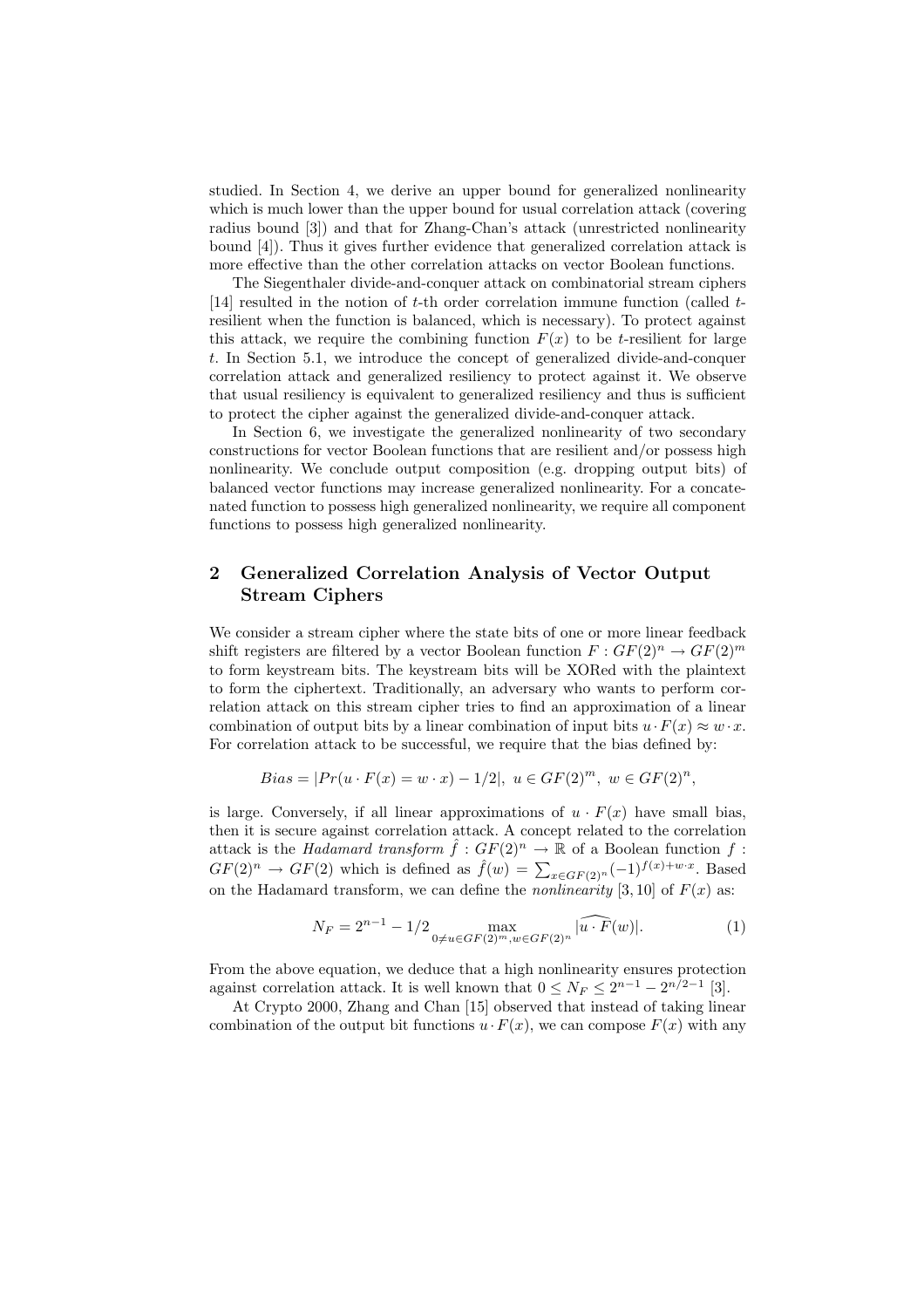studied. In Section 4, we derive an upper bound for generalized nonlinearity which is much lower than the upper bound for usual correlation attack (covering radius bound [3]) and that for Zhang-Chan's attack (unrestricted nonlinearity bound [4]). Thus it gives further evidence that generalized correlation attack is more effective than the other correlation attacks on vector Boolean functions.

The Siegenthaler divide-and-conquer attack on combinatorial stream ciphers [14] resulted in the notion of $t$-th order correlation immune function (called $t$-resilient when the function is balanced, which is necessary). To protect against this attack, we require the combining function $F(x)$ to be $t$-resilient for large $t$. In Section 5.1, we introduce the concept of generalized divide-and-conquer correlation attack and generalized resiliency to protect against it. We observe that usual resiliency is equivalent to generalized resiliency and thus is sufficient to protect the cipher against the generalized divide-and-conquer attack.

In Section 6, we investigate the generalized nonlinearity of two secondary constructions for vector Boolean functions that are resilient and/or possess high nonlinearity. We conclude output composition (e.g. dropping output bits) of balanced vector functions may increase generalized nonlinearity. For a concatenated function to possess high generalized nonlinearity, we require all component functions to possess high generalized nonlinearity.

## 2 Generalized Correlation Analysis of Vector Output Stream Ciphers

We consider a stream cipher where the state bits of one or more linear feedback shift registers are filtered by a vector Boolean function $F : GF(2)^n \to GF(2)^m$ to form keystream bits. The keystream bits will be XORed with the plaintext to form the ciphertext. Traditionally, an adversary who wants to perform correlation attack on this stream cipher tries to find an approximation of a linear combination of output bits by a linear combination of input bits $u \cdot F(x) \approx w \cdot x$. For correlation attack to be successful, we require that the bias defined by:

$$Bias = |Pr(u \cdot F(x) = w \cdot x) - 1/2|,\ u \in GF(2)^m,\ w \in GF(2)^n,$$

is large. Conversely, if all linear approximations of $u \cdot F(x)$ have small bias, then it is secure against correlation attack. A concept related to the correlation attack is the *Hadamard transform* $\hat{f} : GF(2)^n \to \mathbb{R}$ of a Boolean function $f : GF(2)^n \to GF(2)$ which is defined as $\hat{f}(w) = \sum_{x \in GF(2)^n} (-1)^{f(x)+w \cdot x}$. Based on the Hadamard transform, we can define the *nonlinearity* [3, 10] of $F(x)$ as:

$$N_F = 2^{n-1} - 1/2 \max_{0 \neq u \in GF(2)^m, w \in GF(2)^n} |\widehat{u \cdot F}(w)|. \tag{1}$$

From the above equation, we deduce that a high nonlinearity ensures protection against correlation attack. It is well known that $0 \leq N_F \leq 2^{n-1} - 2^{n/2-1}$ [3].

At Crypto 2000, Zhang and Chan [15] observed that instead of taking linear combination of the output bit functions $u \cdot F(x)$, we can compose $F(x)$ with any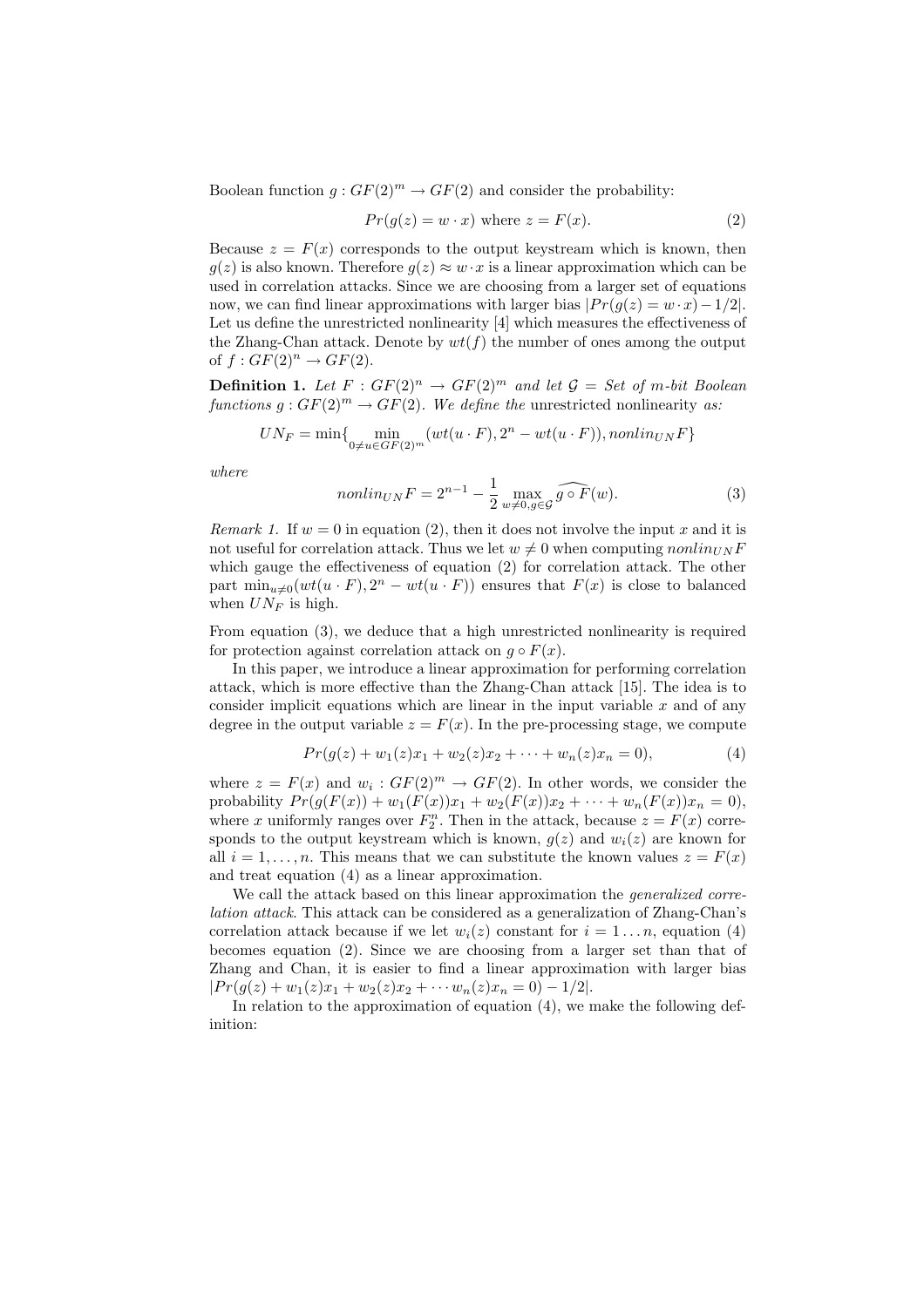Boolean function $g : GF(2)^m \rightarrow GF(2)$ and consider the probability:

$$Pr(g(z) = w \cdot x) \text{ where } z = F(x). \tag{2}$$

Because $z = F(x)$ corresponds to the output keystream which is known, then $g(z)$ is also known. Therefore $g(z) \approx w \cdot x$ is a linear approximation which can be used in correlation attacks. Since we are choosing from a larger set of equations now, we can find linear approximations with larger bias $|Pr(g(z) = w \cdot x) - 1/2|$. Let us define the unrestricted nonlinearity [4] which measures the effectiveness of the Zhang-Chan attack. Denote by $wt(f)$ the number of ones among the output of $f : GF(2)^n \rightarrow GF(2)$.

**Definition 1.** *Let $F : GF(2)^n \rightarrow GF(2)^m$ and let $\mathcal{G}$ = Set of $m$-bit Boolean functions $g : GF(2)^m \rightarrow GF(2)$. We define the* unrestricted nonlinearity *as:*

$$UN_F = \min\{\min_{0 \neq u \in GF(2)^m}(wt(u \cdot F), 2^n - wt(u \cdot F)), nonlin_{UN}F\}$$

*where*

$$nonlin_{UN}F = 2^{n-1} - \frac{1}{2}\max_{w \neq 0, g \in \mathcal{G}} \widehat{g \circ F}(w). \tag{3}$$

*Remark 1.* If $w = 0$ in equation (2), then it does not involve the input $x$ and it is not useful for correlation attack. Thus we let $w \neq 0$ when computing $nonlin_{UN}F$ which gauge the effectiveness of equation (2) for correlation attack. The other part $\min_{u \neq 0}(wt(u \cdot F), 2^n - wt(u \cdot F))$ ensures that $F(x)$ is close to balanced when $UN_F$ is high.

From equation (3), we deduce that a high unrestricted nonlinearity is required for protection against correlation attack on $g \circ F(x)$.

In this paper, we introduce a linear approximation for performing correlation attack, which is more effective than the Zhang-Chan attack [15]. The idea is to consider implicit equations which are linear in the input variable $x$ and of any degree in the output variable $z = F(x)$. In the pre-processing stage, we compute

$$Pr(g(z) + w_1(z)x_1 + w_2(z)x_2 + \cdots + w_n(z)x_n = 0), \tag{4}$$

where $z = F(x)$ and $w_i : GF(2)^m \rightarrow GF(2)$. In other words, we consider the probability $Pr(g(F(x)) + w_1(F(x))x_1 + w_2(F(x))x_2 + \cdots + w_n(F(x))x_n = 0)$, where $x$ uniformly ranges over $F_2^n$. Then in the attack, because $z = F(x)$ corresponds to the output keystream which is known, $g(z)$ and $w_i(z)$ are known for all $i = 1, \ldots, n$. This means that we can substitute the known values $z = F(x)$ and treat equation (4) as a linear approximation.

We call the attack based on this linear approximation the *generalized correlation attack*. This attack can be considered as a generalization of Zhang-Chan's correlation attack because if we let $w_i(z)$ constant for $i = 1 \ldots n$, equation (4) becomes equation (2). Since we are choosing from a larger set than that of Zhang and Chan, it is easier to find a linear approximation with larger bias $|Pr(g(z) + w_1(z)x_1 + w_2(z)x_2 + \cdots w_n(z)x_n = 0) - 1/2|$.

In relation to the approximation of equation (4), we make the following definition: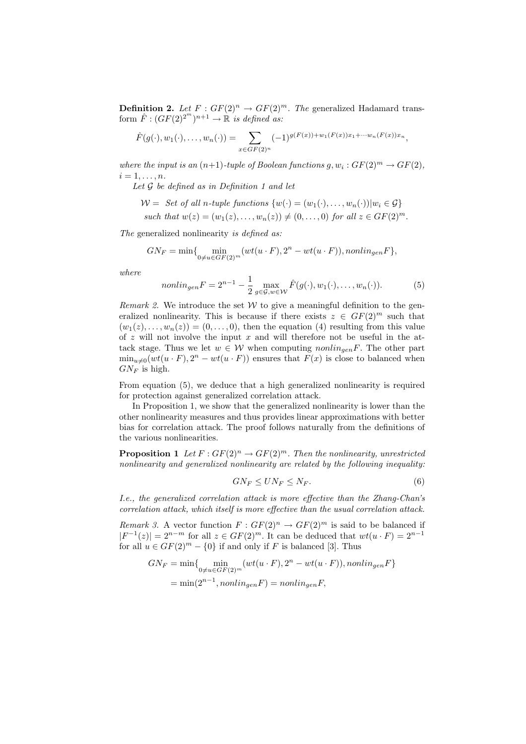**Definition 2.** *Let $F : GF(2)^n \to GF(2)^m$. The* generalized Hadamard transform *$\hat{F} : (GF(2)^{2^m})^{n+1} \to \mathbb{R}$ is defined as:*

$$\hat{F}(g(\cdot), w_1(\cdot), \ldots, w_n(\cdot)) = \sum_{x \in GF(2)^n} (-1)^{g(F(x))+w_1(F(x))x_1+\cdots w_n(F(x))x_n},$$

*where the input is an $(n+1)$-tuple of Boolean functions $g, w_i : GF(2)^m \to GF(2)$, $i = 1, \ldots, n$.*

*Let $\mathcal{G}$ be defined as in Definition 1 and let*

$$\begin{aligned} \mathcal{W} = \; & \textit{Set of all } n\textit{-tuple functions } \{w(\cdot) = (w_1(\cdot), \ldots, w_n(\cdot)) | w_i \in \mathcal{G}\} \\ & \textit{such that } w(z) = (w_1(z), \ldots, w_n(z)) \neq (0, \ldots, 0) \textit{ for all } z \in GF(2)^m. \end{aligned}$$

*The* generalized nonlinearity *is defined as:*

$$GN_F = \min\{\min_{0 \neq u \in GF(2)^m} (wt(u \cdot F), 2^n - wt(u \cdot F)), nonlin_{gen}F\},$$

*where*

$$nonlin_{gen}F = 2^{n-1} - \frac{1}{2} \max_{g \in \mathcal{G}, w \in \mathcal{W}} \hat{F}(g(\cdot), w_1(\cdot), \ldots, w_n(\cdot)). \tag{5}$$

*Remark 2.* We introduce the set $\mathcal{W}$ to give a meaningful definition to the generalized nonlinearity. This is because if there exists $z \in GF(2)^m$ such that $(w_1(z), \ldots, w_n(z)) = (0, \ldots, 0)$, then the equation (4) resulting from this value of $z$ will not involve the input $x$ and will therefore not be useful in the attack stage. Thus we let $w \in \mathcal{W}$ when computing $nonlin_{gen}F$. The other part $\min_{u \neq 0}(wt(u \cdot F), 2^n - wt(u \cdot F))$ ensures that $F(x)$ is close to balanced when $GN_F$ is high.

From equation (5), we deduce that a high generalized nonlinearity is required for protection against generalized correlation attack.

In Proposition 1, we show that the generalized nonlinearity is lower than the other nonlinearity measures and thus provides linear approximations with better bias for correlation attack. The proof follows naturally from the definitions of the various nonlinearities.

**Proposition 1** *Let $F : GF(2)^n \to GF(2)^m$. Then the nonlinearity, unrestricted nonlinearity and generalized nonlinearity are related by the following inequality:*

$$GN_F \leq UN_F \leq N_F. \tag{6}$$

*I.e., the generalized correlation attack is more effective than the Zhang-Chan's correlation attack, which itself is more effective than the usual correlation attack.*

*Remark 3.* A vector function $F : GF(2)^n \to GF(2)^m$ is said to be balanced if $|F^{-1}(z)| = 2^{n-m}$ for all $z \in GF(2)^m$. It can be deduced that $wt(u \cdot F) = 2^{n-1}$ for all $u \in GF(2)^m - \{0\}$ if and only if $F$ is balanced [3]. Thus

$$\begin{aligned} GN_F &= \min\{\min_{0 \neq u \in GF(2)^m} (wt(u \cdot F), 2^n - wt(u \cdot F)), nonlin_{gen}F\} \\ &= \min(2^{n-1}, nonlin_{gen}F) = nonlin_{gen}F, \end{aligned}$$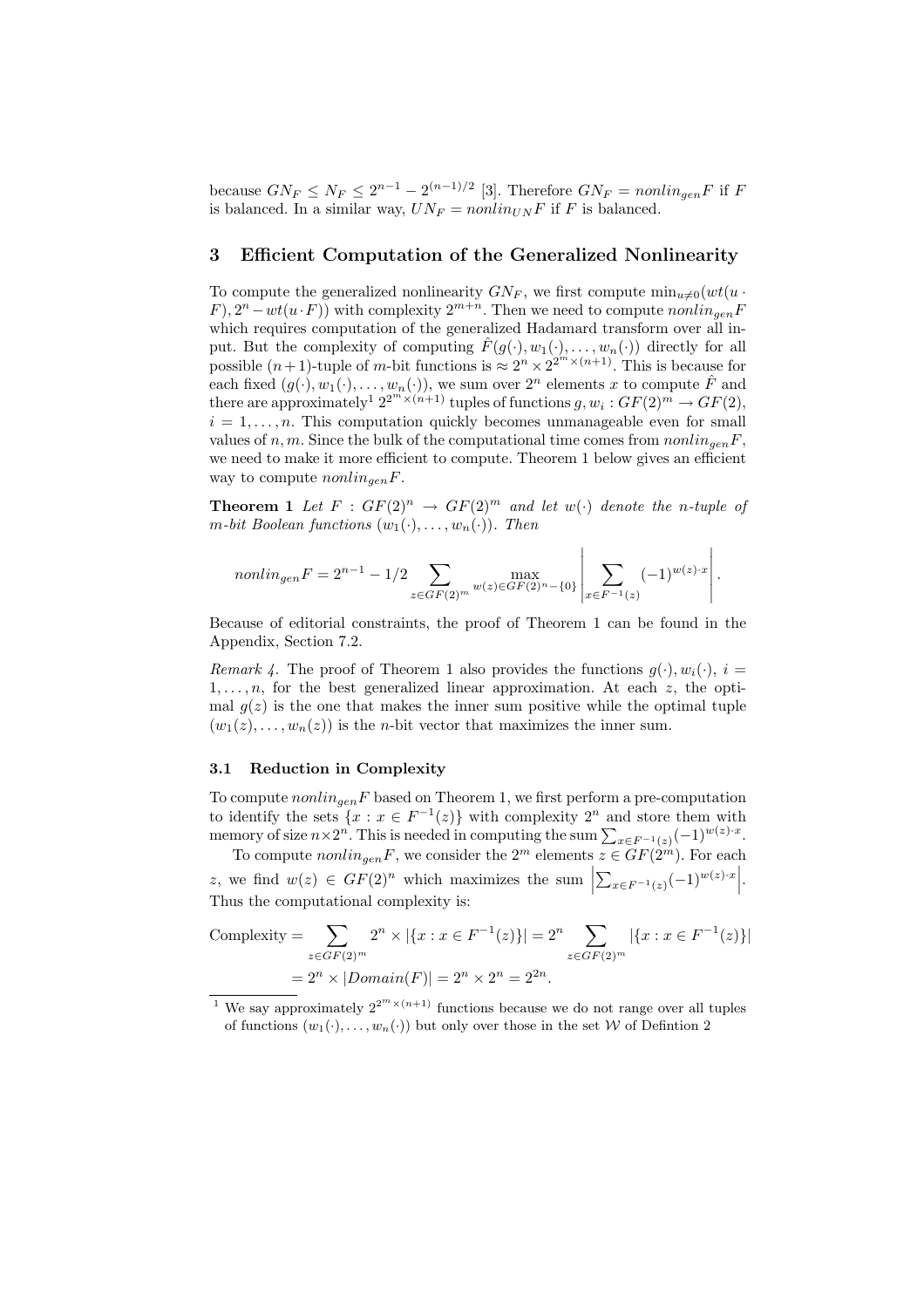because $GN_F \leq N_F \leq 2^{n-1} - 2^{(n-1)/2}$ [3]. Therefore $GN_F = nonlin_{gen}F$ if $F$ is balanced. In a similar way, $UN_F = nonlin_{UN}F$ if $F$ is balanced.

## 3 Efficient Computation of the Generalized Nonlinearity

To compute the generalized nonlinearity $GN_F$, we first compute $\min_{u\neq 0}(wt(u \cdot F), 2^n - wt(u \cdot F))$ with complexity $2^{m+n}$. Then we need to compute $nonlin_{gen}F$ which requires computation of the generalized Hadamard transform over all input. But the complexity of computing $\hat{F}(g(\cdot), w_1(\cdot), \ldots, w_n(\cdot))$ directly for all possible $(n+1)$-tuple of $m$-bit functions is $\approx 2^n \times 2^{2^m \times (n+1)}$. This is because for each fixed $(g(\cdot), w_1(\cdot), \ldots, w_n(\cdot))$, we sum over $2^n$ elements $x$ to compute $\hat{F}$ and there are approximately[1] $2^{2^m \times (n+1)}$ tuples of functions $g, w_i : GF(2)^m \to GF(2)$, $i = 1, \ldots, n$. This computation quickly becomes unmanageable even for small values of $n, m$. Since the bulk of the computational time comes from $nonlin_{gen}F$, we need to make it more efficient to compute. Theorem 1 below gives an efficient way to compute $nonlin_{gen}F$.

**Theorem 1** *Let $F : GF(2)^n \to GF(2)^m$ and let $w(\cdot)$ denote the $n$-tuple of $m$-bit Boolean functions $(w_1(\cdot), \ldots, w_n(\cdot))$. Then*

$$nonlin_{gen}F = 2^{n-1} - 1/2 \sum_{z \in GF(2)^m} \max_{w(z) \in GF(2)^n - \{0\}} \left| \sum_{x \in F^{-1}(z)} (-1)^{w(z) \cdot x} \right| .$$

Because of editorial constraints, the proof of Theorem 1 can be found in the Appendix, Section 7.2.

*Remark 4.* The proof of Theorem 1 also provides the functions $g(\cdot), w_i(\cdot)$, $i = 1, \ldots, n$, for the best generalized linear approximation. At each $z$, the optimal $g(z)$ is the one that makes the inner sum positive while the optimal tuple $(w_1(z), \ldots, w_n(z))$ is the $n$-bit vector that maximizes the inner sum.

### 3.1 Reduction in Complexity

To compute $nonlin_{gen}F$ based on Theorem 1, we first perform a pre-computation to identify the sets $\{x : x \in F^{-1}(z)\}$ with complexity $2^n$ and store them with memory of size $n \times 2^n$. This is needed in computing the sum $\sum_{x \in F^{-1}(z)} (-1)^{w(z) \cdot x}$.

To compute $nonlin_{gen}F$, we consider the $2^m$ elements $z \in GF(2^m)$. For each $z$, we find $w(z) \in GF(2)^n$ which maximizes the sum $\left|\sum_{x \in F^{-1}(z)} (-1)^{w(z) \cdot x}\right|$. Thus the computational complexity is:

$$\begin{aligned}
\text{Complexity} &= \sum_{z \in GF(2)^m} 2^n \times |\{x : x \in F^{-1}(z)\}| = 2^n \sum_{z \in GF(2)^m} |\{x : x \in F^{-1}(z)\}| \\
&= 2^n \times |Domain(F)| = 2^n \times 2^n = 2^{2n}.
\end{aligned}$$

[1] We say approximately $2^{2^m \times (n+1)}$ functions because we do not range over all tuples of functions $(w_1(\cdot), \ldots, w_n(\cdot))$ but only over those in the set $\mathcal{W}$ of Defintion 2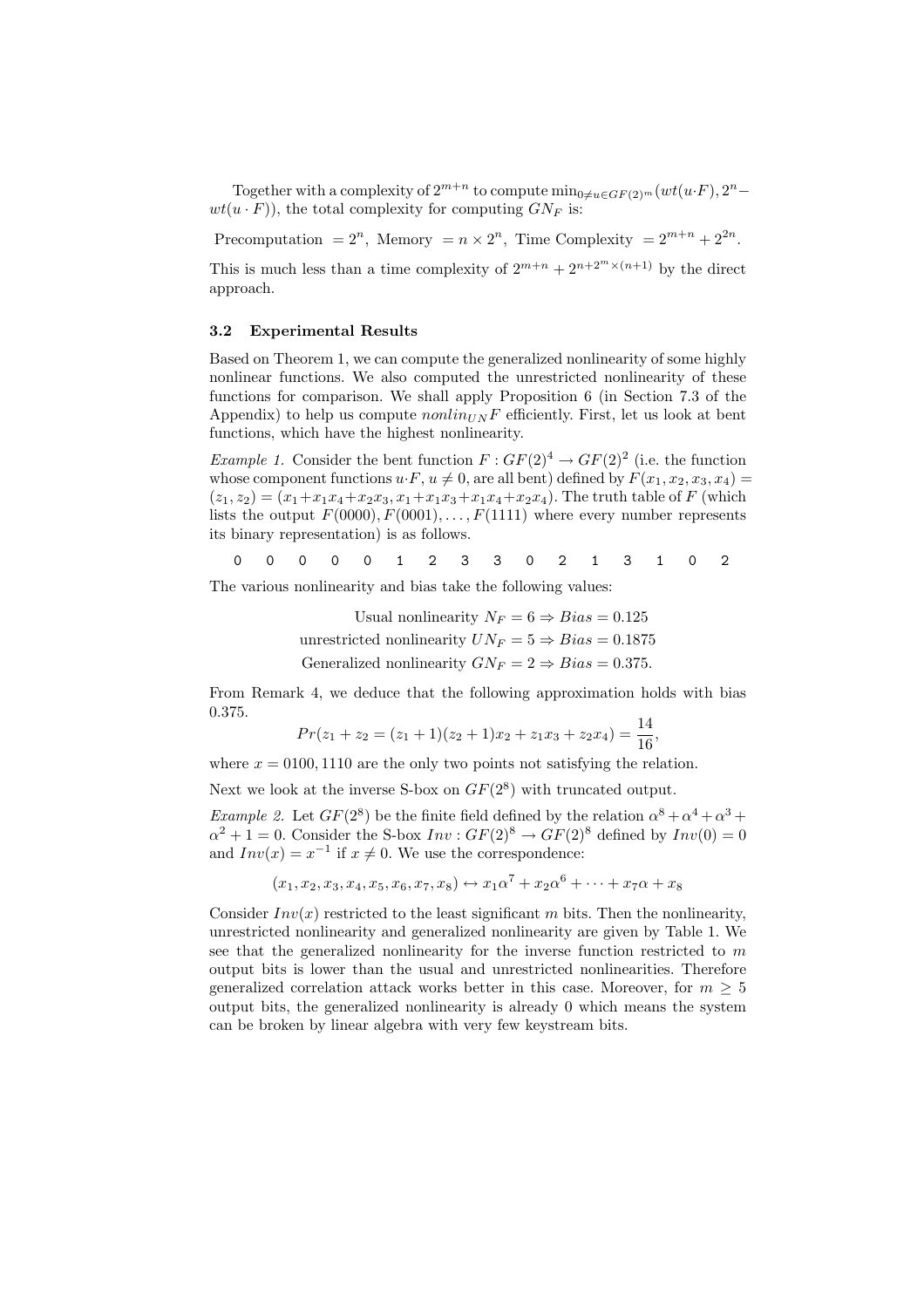Together with a complexity of $2^{m+n}$ to compute $\min_{0 \neq u \in GF(2)^m}(wt(u \cdot F), 2^n - wt(u \cdot F))$, the total complexity for computing $GN_F$ is:

$$\text{Precomputation } = 2^n, \text{ Memory } = n \times 2^n, \text{ Time Complexity } = 2^{m+n} + 2^{2n}.$$

This is much less than a time complexity of $2^{m+n} + 2^{n+2^m \times (n+1)}$ by the direct approach.

### 3.2 Experimental Results

Based on Theorem 1, we can compute the generalized nonlinearity of some highly nonlinear functions. We also computed the unrestricted nonlinearity of these functions for comparison. We shall apply Proposition 6 (in Section 7.3 of the Appendix) to help us compute $nonlin_{UN}F$ efficiently. First, let us look at bent functions, which have the highest nonlinearity.

*Example 1.* Consider the bent function $F : GF(2)^4 \to GF(2)^2$ (i.e. the function whose component functions $u \cdot F$, $u \neq 0$, are all bent) defined by $F(x_1, x_2, x_3, x_4) = (z_1, z_2) = (x_1 + x_1x_4 + x_2x_3, x_1 + x_1x_3 + x_1x_4 + x_2x_4)$. The truth table of $F$ (which lists the output $F(0000), F(0001), \ldots, F(1111)$ where every number represents its binary representation) is as follows.

```
0  0  0  0  0  1  2  3  3  0  2  1  3  1  0  2
```

The various nonlinearity and bias take the following values:

$$\text{Usual nonlinearity } N_F = 6 \Rightarrow Bias = 0.125$$
$$\text{unrestricted nonlinearity } UN_F = 5 \Rightarrow Bias = 0.1875$$
$$\text{Generalized nonlinearity } GN_F = 2 \Rightarrow Bias = 0.375.$$

From Remark 4, we deduce that the following approximation holds with bias 0.375.

$$Pr(z_1 + z_2 = (z_1 + 1)(z_2 + 1)x_2 + z_1x_3 + z_2x_4) = \frac{14}{16},$$

where $x = 0100, 1110$ are the only two points not satisfying the relation.

Next we look at the inverse S-box on $GF(2^8)$ with truncated output.

*Example 2.* Let $GF(2^8)$ be the finite field defined by the relation $\alpha^8 + \alpha^4 + \alpha^3 + \alpha^2 + 1 = 0$. Consider the S-box $Inv : GF(2)^8 \to GF(2)^8$ defined by $Inv(0) = 0$ and $Inv(x) = x^{-1}$ if $x \neq 0$. We use the correspondence:

$$(x_1, x_2, x_3, x_4, x_5, x_6, x_7, x_8) \leftrightarrow x_1\alpha^7 + x_2\alpha^6 + \cdots + x_7\alpha + x_8$$

Consider $Inv(x)$ restricted to the least significant $m$ bits. Then the nonlinearity, unrestricted nonlinearity and generalized nonlinearity are given by Table 1. We see that the generalized nonlinearity for the inverse function restricted to $m$ output bits is lower than the usual and unrestricted nonlinearities. Therefore generalized correlation attack works better in this case. Moreover, for $m \geq 5$ output bits, the generalized nonlinearity is already 0 which means the system can be broken by linear algebra with very few keystream bits.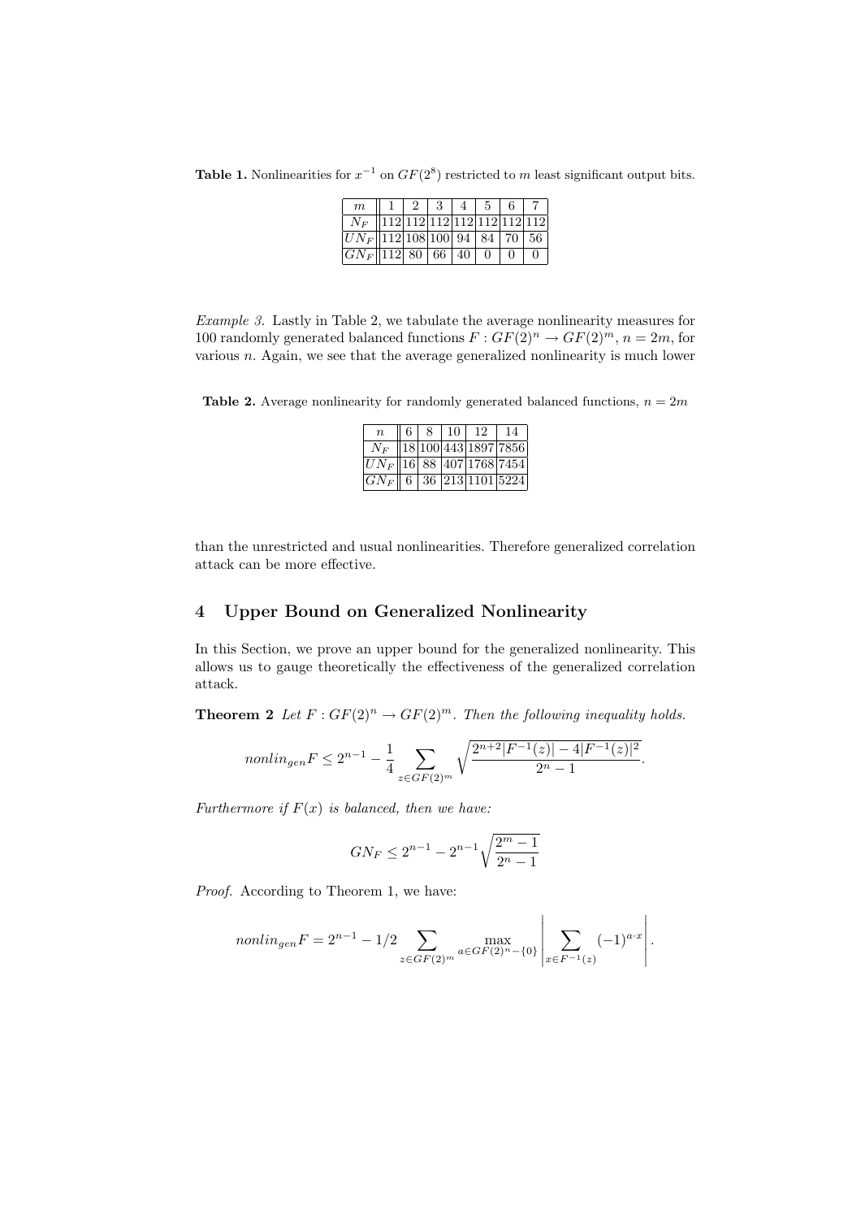**Table 1.** Nonlinearities for $x^{-1}$ on $GF(2^8)$ restricted to $m$ least significant output bits.

| $m$ | 1 | 2 | 3 | 4 | 5 | 6 | 7 |
|---|---|---|---|---|---|---|---|
| $N_F$ | 112 | 112 | 112 | 112 | 112 | 112 | 112 |
| $UN_F$ | 112 | 108 | 100 | 94 | 84 | 70 | 56 |
| $GN_F$ | 112 | 80 | 66 | 40 | 0 | 0 | 0 |

*Example 3.* Lastly in Table 2, we tabulate the average nonlinearity measures for 100 randomly generated balanced functions $F : GF(2)^n \to GF(2)^m$, $n = 2m$, for various $n$. Again, we see that the average generalized nonlinearity is much lower than the unrestricted and usual nonlinearities. Therefore generalized correlation attack can be more effective.

**Table 2.** Average nonlinearity for randomly generated balanced functions, $n = 2m$

| $n$ | 6 | 8 | 10 | 12 | 14 |
|---|---|---|---|---|---|
| $N_F$ | 18 | 100 | 443 | 1897 | 7856 |
| $UN_F$ | 16 | 88 | 407 | 1768 | 7454 |
| $GN_F$ | 6 | 36 | 213 | 1101 | 5224 |

## 4 Upper Bound on Generalized Nonlinearity

In this Section, we prove an upper bound for the generalized nonlinearity. This allows us to gauge theoretically the effectiveness of the generalized correlation attack.

**Theorem 2** *Let $F : GF(2)^n \to GF(2)^m$. Then the following inequality holds.*

$$nonlin_{gen}F \leq 2^{n-1} - \frac{1}{4} \sum_{z \in GF(2)^m} \sqrt{\frac{2^{n+2}|F^{-1}(z)| - 4|F^{-1}(z)|^2}{2^n - 1}}.$$

*Furthermore if $F(x)$ is balanced, then we have:*

$$GN_F \leq 2^{n-1} - 2^{n-1}\sqrt{\frac{2^m - 1}{2^n - 1}}$$

*Proof.* According to Theorem 1, we have:

$$nonlin_{gen}F = 2^{n-1} - 1/2 \sum_{z \in GF(2)^m} \max_{a \in GF(2)^n - \{0\}} \left| \sum_{x \in F^{-1}(z)} (-1)^{a \cdot x} \right|.$$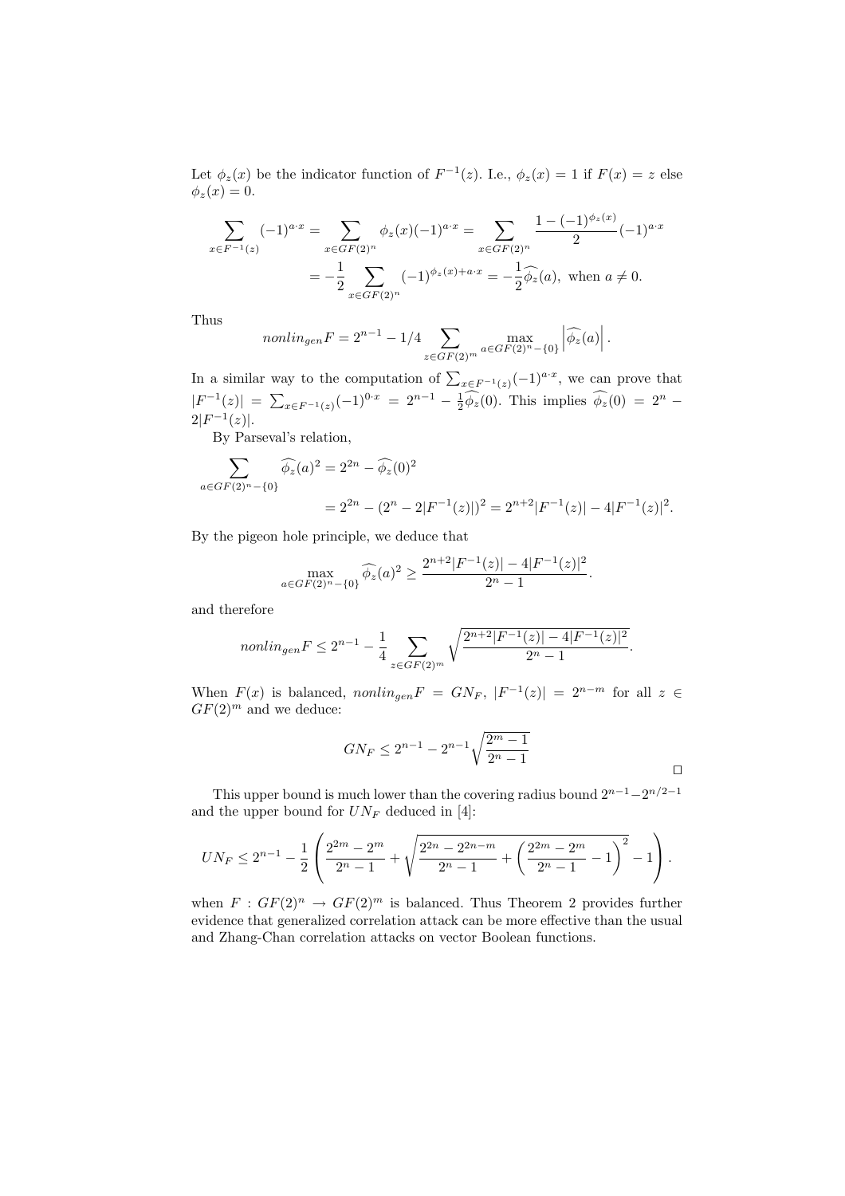Let $\phi_z(x)$ be the indicator function of $F^{-1}(z)$. I.e., $\phi_z(x) = 1$ if $F(x) = z$ else $\phi_z(x) = 0$.

$$\sum_{x \in F^{-1}(z)} (-1)^{a \cdot x} = \sum_{x \in GF(2)^n} \phi_z(x)(-1)^{a \cdot x} = \sum_{x \in GF(2)^n} \frac{1 - (-1)^{\phi_z(x)}}{2} (-1)^{a \cdot x}$$

$$= -\frac{1}{2} \sum_{x \in GF(2)^n} (-1)^{\phi_z(x) + a \cdot x} = -\frac{1}{2} \widehat{\phi_z}(a), \text{ when } a \neq 0.$$

Thus

$$nonlin_{gen} F = 2^{n-1} - 1/4 \sum_{z \in GF(2)^m} \max_{a \in GF(2)^n - \{0\}} \left| \widehat{\phi_z}(a) \right|.$$

In a similar way to the computation of $\sum_{x \in F^{-1}(z)} (-1)^{a \cdot x}$, we can prove that $|F^{-1}(z)| = \sum_{x \in F^{-1}(z)} (-1)^{0 \cdot x} = 2^{n-1} - \frac{1}{2}\widehat{\phi_z}(0)$. This implies $\widehat{\phi_z}(0) = 2^n - 2|F^{-1}(z)|$.

By Parseval's relation,

$$\sum_{a \in GF(2)^n - \{0\}} \widehat{\phi_z}(a)^2 = 2^{2n} - \widehat{\phi_z}(0)^2$$

$$= 2^{2n} - (2^n - 2|F^{-1}(z)|)^2 = 2^{n+2}|F^{-1}(z)| - 4|F^{-1}(z)|^2.$$

By the pigeon hole principle, we deduce that

$$\max_{a \in GF(2)^n - \{0\}} \widehat{\phi_z}(a)^2 \geq \frac{2^{n+2}|F^{-1}(z)| - 4|F^{-1}(z)|^2}{2^n - 1}.$$

and therefore

$$nonlin_{gen} F \leq 2^{n-1} - \frac{1}{4} \sum_{z \in GF(2)^m} \sqrt{\frac{2^{n+2}|F^{-1}(z)| - 4|F^{-1}(z)|^2}{2^n - 1}}.$$

When $F(x)$ is balanced, $nonlin_{gen} F = GN_F$, $|F^{-1}(z)| = 2^{n-m}$ for all $z \in GF(2)^m$ and we deduce:

$$GN_F \leq 2^{n-1} - 2^{n-1} \sqrt{\frac{2^m - 1}{2^n - 1}}$$

□

This upper bound is much lower than the covering radius bound $2^{n-1} - 2^{n/2-1}$ and the upper bound for $UN_F$ deduced in [4]:

$$UN_F \leq 2^{n-1} - \frac{1}{2} \left( \frac{2^{2m} - 2^m}{2^n - 1} + \sqrt{\frac{2^{2n} - 2^{2n-m}}{2^n - 1} + \left( \frac{2^{2m} - 2^m}{2^n - 1} - 1 \right)^2} - 1 \right).$$

when $F : GF(2)^n \rightarrow GF(2)^m$ is balanced. Thus Theorem 2 provides further evidence that generalized correlation attack can be more effective than the usual and Zhang-Chan correlation attacks on vector Boolean functions.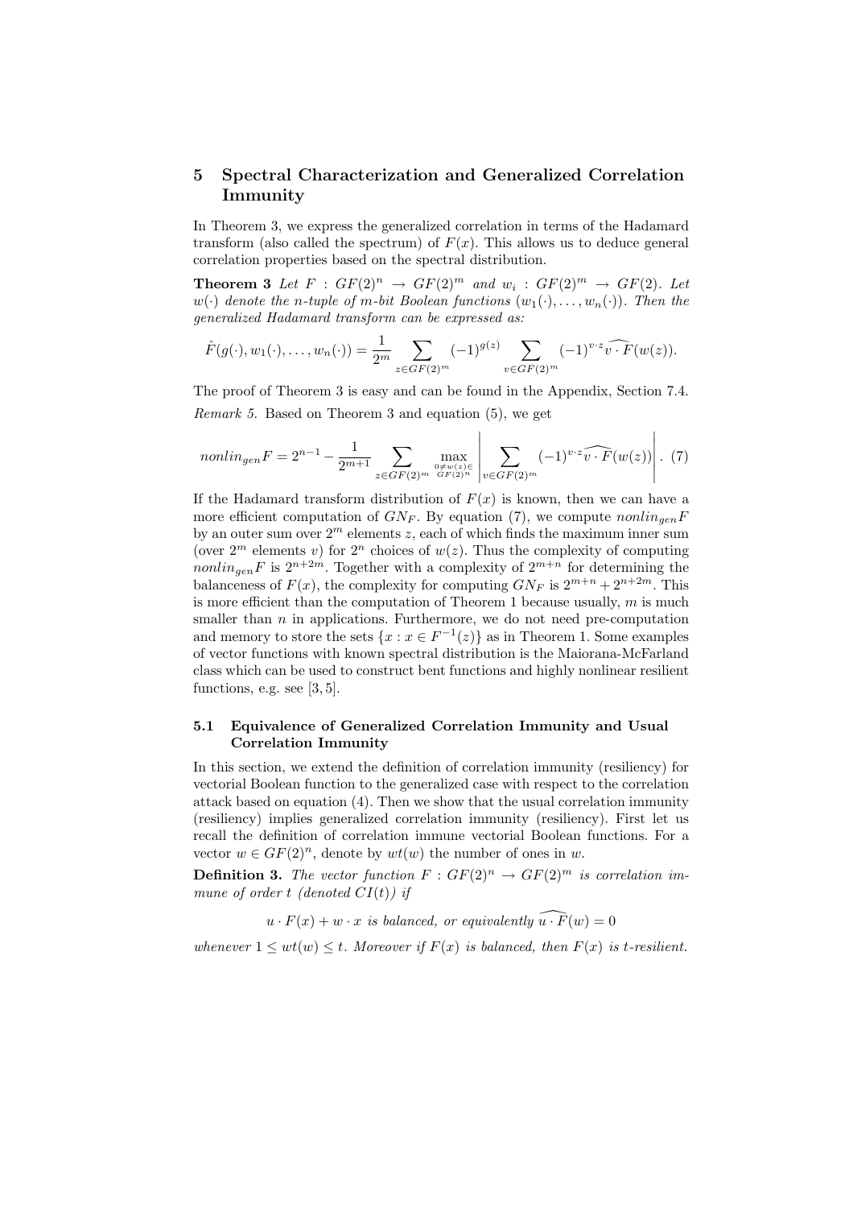## 5 Spectral Characterization and Generalized Correlation Immunity

In Theorem 3, we express the generalized correlation in terms of the Hadamard transform (also called the spectrum) of $F(x)$. This allows us to deduce general correlation properties based on the spectral distribution.

**Theorem 3** *Let $F : GF(2)^n \rightarrow GF(2)^m$ and $w_i : GF(2)^m \rightarrow GF(2)$. Let $w(\cdot)$ denote the n-tuple of m-bit Boolean functions $(w_1(\cdot), \ldots, w_n(\cdot))$. Then the generalized Hadamard transform can be expressed as:*

$$\hat{F}(g(\cdot), w_1(\cdot), \ldots, w_n(\cdot)) = \frac{1}{2^m} \sum_{z \in GF(2)^m} (-1)^{g(z)} \sum_{v \in GF(2)^m} (-1)^{v \cdot z} \widehat{v \cdot F}(w(z)).$$

The proof of Theorem 3 is easy and can be found in the Appendix, Section 7.4.

*Remark 5.* Based on Theorem 3 and equation (5), we get

$$nonlin_{gen} F = 2^{n-1} - \frac{1}{2^{m+1}} \sum_{z \in GF(2)^m} \max_{0 \neq w(z) \in GF(2)^n} \left| \sum_{v \in GF(2)^m} (-1)^{v \cdot z} \widehat{v \cdot F}(w(z)) \right|. \quad (7)$$

If the Hadamard transform distribution of $F(x)$ is known, then we can have a more efficient computation of $GN_F$. By equation (7), we compute $nonlin_{gen} F$ by an outer sum over $2^m$ elements $z$, each of which finds the maximum inner sum (over $2^m$ elements $v$) for $2^n$ choices of $w(z)$. Thus the complexity of computing $nonlin_{gen} F$ is $2^{n+2m}$. Together with a complexity of $2^{m+n}$ for determining the balanceness of $F(x)$, the complexity for computing $GN_F$ is $2^{m+n} + 2^{n+2m}$. This is more efficient than the computation of Theorem 1 because usually, $m$ is much smaller than $n$ in applications. Furthermore, we do not need pre-computation and memory to store the sets $\{x : x \in F^{-1}(z)\}$ as in Theorem 1. Some examples of vector functions with known spectral distribution is the Maiorana-McFarland class which can be used to construct bent functions and highly nonlinear resilient functions, e.g. see [3, 5].

### 5.1 Equivalence of Generalized Correlation Immunity and Usual Correlation Immunity

In this section, we extend the definition of correlation immunity (resiliency) for vectorial Boolean function to the generalized case with respect to the correlation attack based on equation (4). Then we show that the usual correlation immunity (resiliency) implies generalized correlation immunity (resiliency). First let us recall the definition of correlation immune vectorial Boolean functions. For a vector $w \in GF(2)^n$, denote by $wt(w)$ the number of ones in $w$.

**Definition 3.** *The vector function $F : GF(2)^n \rightarrow GF(2)^m$ is correlation immune of order $t$ (denoted $CI(t)$) if*

$$u \cdot F(x) + w \cdot x \text{ is balanced, or equivalently } \widehat{u \cdot F}(w) = 0$$

*whenever $1 \leq wt(w) \leq t$. Moreover if $F(x)$ is balanced, then $F(x)$ is $t$-resilient.*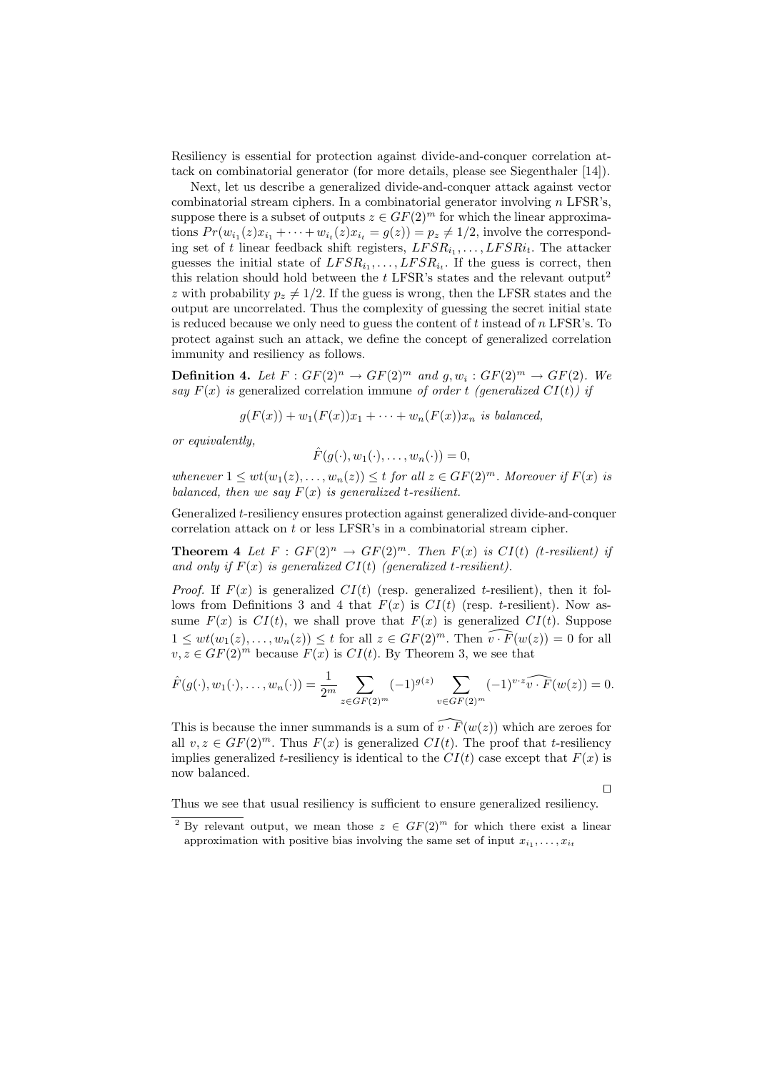Resiliency is essential for protection against divide-and-conquer correlation attack on combinatorial generator (for more details, please see Siegenthaler [14]).

Next, let us describe a generalized divide-and-conquer attack against vector combinatorial stream ciphers. In a combinatorial generator involving $n$ LFSR's, suppose there is a subset of outputs $z \in GF(2)^m$ for which the linear approximations $Pr(w_{i_1}(z)x_{i_1} + \cdots + w_{i_t}(z)x_{i_t} = g(z)) = p_z \neq 1/2$, involve the corresponding set of $t$ linear feedback shift registers, $LFSR_{i_1}, \ldots, LFSR_{i_t}$. The attacker guesses the initial state of $LFSR_{i_1}, \ldots, LFSR_{i_t}$. If the guess is correct, then this relation should hold between the $t$ LFSR's states and the relevant output[2] $z$ with probability $p_z \neq 1/2$. If the guess is wrong, then the LFSR states and the output are uncorrelated. Thus the complexity of guessing the secret initial state is reduced because we only need to guess the content of $t$ instead of $n$ LFSR's. To protect against such an attack, we define the concept of generalized correlation immunity and resiliency as follows.

**Definition 4.** *Let $F : GF(2)^n \to GF(2)^m$ and $g, w_i : GF(2)^m \to GF(2)$. We say $F(x)$ is* generalized correlation immune *of order $t$ (generalized $CI(t)$) if*

$$g(F(x)) + w_1(F(x))x_1 + \cdots + w_n(F(x))x_n \text{ is balanced,}$$

*or equivalently,*

$$\hat{F}(g(\cdot), w_1(\cdot), \ldots, w_n(\cdot)) = 0,$$

*whenever $1 \leq wt(w_1(z), \ldots, w_n(z)) \leq t$ for all $z \in GF(2)^m$. Moreover if $F(x)$ is balanced, then we say $F(x)$ is generalized $t$-resilient.*

Generalized $t$-resiliency ensures protection against generalized divide-and-conquer correlation attack on $t$ or less LFSR's in a combinatorial stream cipher.

**Theorem 4** *Let $F : GF(2)^n \to GF(2)^m$. Then $F(x)$ is $CI(t)$ ($t$-resilient) if and only if $F(x)$ is generalized $CI(t)$ (generalized $t$-resilient).*

*Proof.* If $F(x)$ is generalized $CI(t)$ (resp. generalized $t$-resilient), then it follows from Definitions 3 and 4 that $F(x)$ is $CI(t)$ (resp. $t$-resilient). Now assume $F(x)$ is $CI(t)$, we shall prove that $F(x)$ is generalized $CI(t)$. Suppose $1 \leq wt(w_1(z), \ldots, w_n(z)) \leq t$ for all $z \in GF(2)^m$. Then $\widehat{v \cdot F}(w(z)) = 0$ for all $v, z \in GF(2)^m$ because $F(x)$ is $CI(t)$. By Theorem 3, we see that

$$\hat{F}(g(\cdot), w_1(\cdot), \ldots, w_n(\cdot)) = \frac{1}{2^m} \sum_{z \in GF(2)^m} (-1)^{g(z)} \sum_{v \in GF(2)^m} (-1)^{v \cdot z} \widehat{v \cdot F}(w(z)) = 0.$$

This is because the inner summands is a sum of $\widehat{v \cdot F}(w(z))$ which are zeroes for all $v, z \in GF(2)^m$. Thus $F(x)$ is generalized $CI(t)$. The proof that $t$-resiliency implies generalized $t$-resiliency is identical to the $CI(t)$ case except that $F(x)$ is now balanced.

□

Thus we see that usual resiliency is sufficient to ensure generalized resiliency.

[2] By relevant output, we mean those $z \in GF(2)^m$ for which there exist a linear approximation with positive bias involving the same set of input $x_{i_1}, \ldots, x_{i_t}$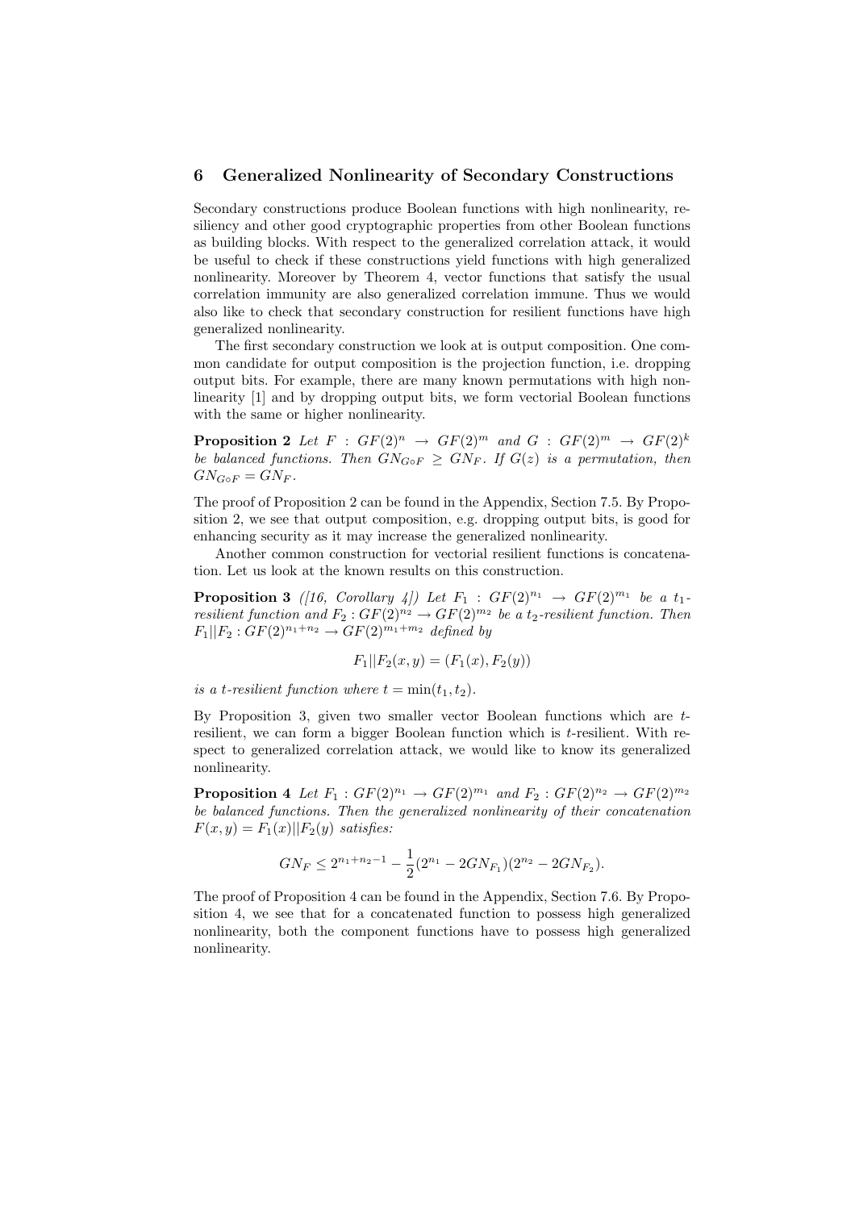## 6 Generalized Nonlinearity of Secondary Constructions

Secondary constructions produce Boolean functions with high nonlinearity, resiliency and other good cryptographic properties from other Boolean functions as building blocks. With respect to the generalized correlation attack, it would be useful to check if these constructions yield functions with high generalized nonlinearity. Moreover by Theorem 4, vector functions that satisfy the usual correlation immunity are also generalized correlation immune. Thus we would also like to check that secondary construction for resilient functions have high generalized nonlinearity.

The first secondary construction we look at is output composition. One common candidate for output composition is the projection function, i.e. dropping output bits. For example, there are many known permutations with high nonlinearity [1] and by dropping output bits, we form vectorial Boolean functions with the same or higher nonlinearity.

**Proposition 2** *Let $F : GF(2)^n \to GF(2)^m$ and $G : GF(2)^m \to GF(2)^k$ be balanced functions. Then $GN_{G \circ F} \geq GN_F$. If $G(z)$ is a permutation, then $GN_{G \circ F} = GN_F$.*

The proof of Proposition 2 can be found in the Appendix, Section 7.5. By Proposition 2, we see that output composition, e.g. dropping output bits, is good for enhancing security as it may increase the generalized nonlinearity.

Another common construction for vectorial resilient functions is concatenation. Let us look at the known results on this construction.

**Proposition 3** *([16, Corollary 4]) Let $F_1 : GF(2)^{n_1} \to GF(2)^{m_1}$ be a $t_1$-resilient function and $F_2 : GF(2)^{n_2} \to GF(2)^{m_2}$ be a $t_2$-resilient function. Then $F_1||F_2 : GF(2)^{n_1+n_2} \to GF(2)^{m_1+m_2}$ defined by*

$$F_1||F_2(x, y) = (F_1(x), F_2(y))$$

*is a $t$-resilient function where $t = \min(t_1, t_2)$.*

By Proposition 3, given two smaller vector Boolean functions which are $t$-resilient, we can form a bigger Boolean function which is $t$-resilient. With respect to generalized correlation attack, we would like to know its generalized nonlinearity.

**Proposition 4** *Let $F_1 : GF(2)^{n_1} \to GF(2)^{m_1}$ and $F_2 : GF(2)^{n_2} \to GF(2)^{m_2}$ be balanced functions. Then the generalized nonlinearity of their concatenation $F(x, y) = F_1(x)||F_2(y)$ satisfies:*

$$GN_F \leq 2^{n_1+n_2-1} - \frac{1}{2}(2^{n_1} - 2GN_{F_1})(2^{n_2} - 2GN_{F_2}).$$

The proof of Proposition 4 can be found in the Appendix, Section 7.6. By Proposition 4, we see that for a concatenated function to possess high generalized nonlinearity, both the component functions have to possess high generalized nonlinearity.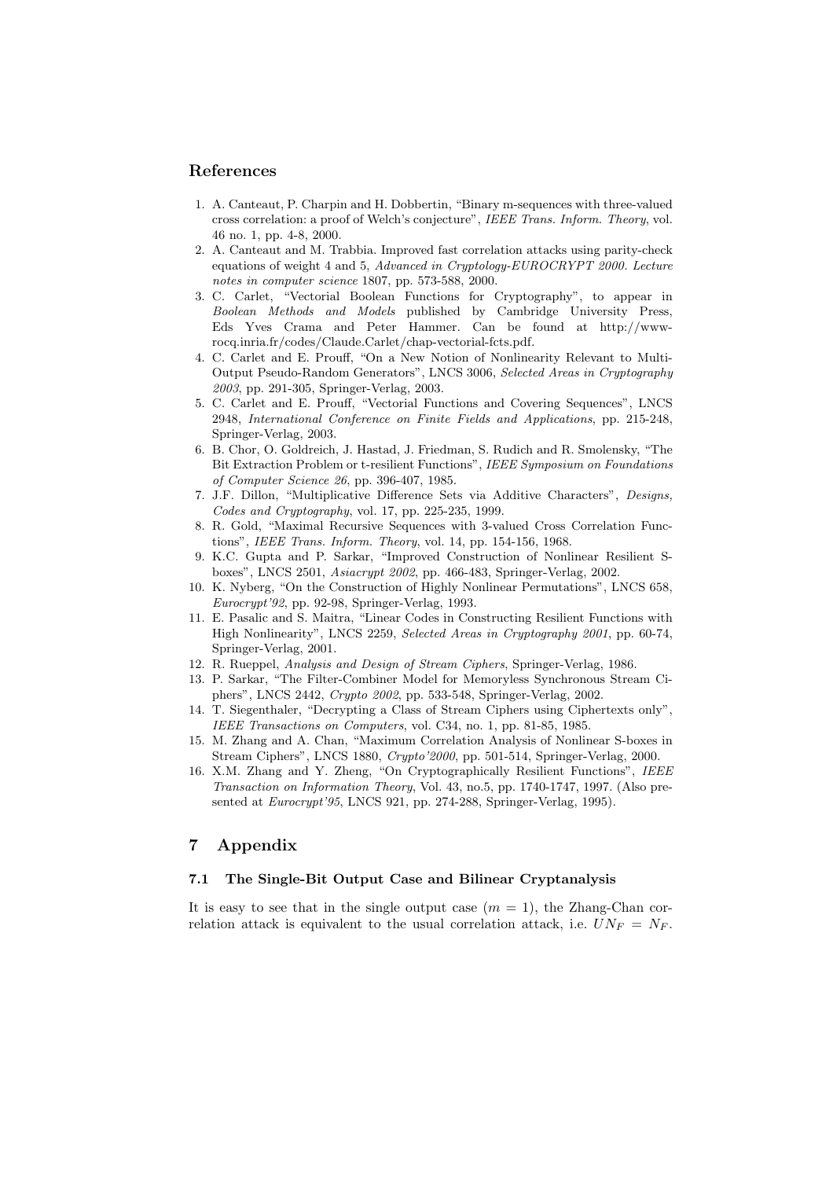## References

1. A. Canteaut, P. Charpin and H. Dobbertin, "Binary m-sequences with three-valued cross correlation: a proof of Welch's conjecture", *IEEE Trans. Inform. Theory*, vol. 46 no. 1, pp. 4-8, 2000.
2. A. Canteaut and M. Trabbia. Improved fast correlation attacks using parity-check equations of weight 4 and 5, *Advanced in Cryptology-EUROCRYPT 2000. Lecture notes in computer science* 1807, pp. 573-588, 2000.
3. C. Carlet, "Vectorial Boolean Functions for Cryptography", to appear in *Boolean Methods and Models* published by Cambridge University Press, Eds Yves Crama and Peter Hammer. Can be found at http://www-rocq.inria.fr/codes/Claude.Carlet/chap-vectorial-fcts.pdf.
4. C. Carlet and E. Prouff, "On a New Notion of Nonlinearity Relevant to Multi-Output Pseudo-Random Generators", LNCS 3006, *Selected Areas in Cryptography 2003*, pp. 291-305, Springer-Verlag, 2003.
5. C. Carlet and E. Prouff, "Vectorial Functions and Covering Sequences", LNCS 2948, *International Conference on Finite Fields and Applications*, pp. 215-248, Springer-Verlag, 2003.
6. B. Chor, O. Goldreich, J. Hastad, J. Friedman, S. Rudich and R. Smolensky, "The Bit Extraction Problem or t-resilient Functions", *IEEE Symposium on Foundations of Computer Science 26*, pp. 396-407, 1985.
7. J.F. Dillon, "Multiplicative Difference Sets via Additive Characters", *Designs, Codes and Cryptography*, vol. 17, pp. 225-235, 1999.
8. R. Gold, "Maximal Recursive Sequences with 3-valued Cross Correlation Functions", *IEEE Trans. Inform. Theory*, vol. 14, pp. 154-156, 1968.
9. K.C. Gupta and P. Sarkar, "Improved Construction of Nonlinear Resilient S-boxes", LNCS 2501, *Asiacrypt 2002*, pp. 466-483, Springer-Verlag, 2002.
10. K. Nyberg, "On the Construction of Highly Nonlinear Permutations", LNCS 658, *Eurocrypt'92*, pp. 92-98, Springer-Verlag, 1993.
11. E. Pasalic and S. Maitra, "Linear Codes in Constructing Resilient Functions with High Nonlinearity", LNCS 2259, *Selected Areas in Cryptography 2001*, pp. 60-74, Springer-Verlag, 2001.
12. R. Rueppel, *Analysis and Design of Stream Ciphers*, Springer-Verlag, 1986.
13. P. Sarkar, "The Filter-Combiner Model for Memoryless Synchronous Stream Ciphers", LNCS 2442, *Crypto 2002*, pp. 533-548, Springer-Verlag, 2002.
14. T. Siegenthaler, "Decrypting a Class of Stream Ciphers using Ciphertexts only", *IEEE Transactions on Computers*, vol. C34, no. 1, pp. 81-85, 1985.
15. M. Zhang and A. Chan, "Maximum Correlation Analysis of Nonlinear S-boxes in Stream Ciphers", LNCS 1880, *Crypto'2000*, pp. 501-514, Springer-Verlag, 2000.
16. X.M. Zhang and Y. Zheng, "On Cryptographically Resilient Functions", *IEEE Transaction on Information Theory*, Vol. 43, no.5, pp. 1740-1747, 1997. (Also presented at *Eurocrypt'95*, LNCS 921, pp. 274-288, Springer-Verlag, 1995).

# 7 Appendix

### 7.1 The Single-Bit Output Case and Bilinear Cryptanalysis

It is easy to see that in the single output case ($m = 1$), the Zhang-Chan correlation attack is equivalent to the usual correlation attack, i.e. $UN_F = N_F$.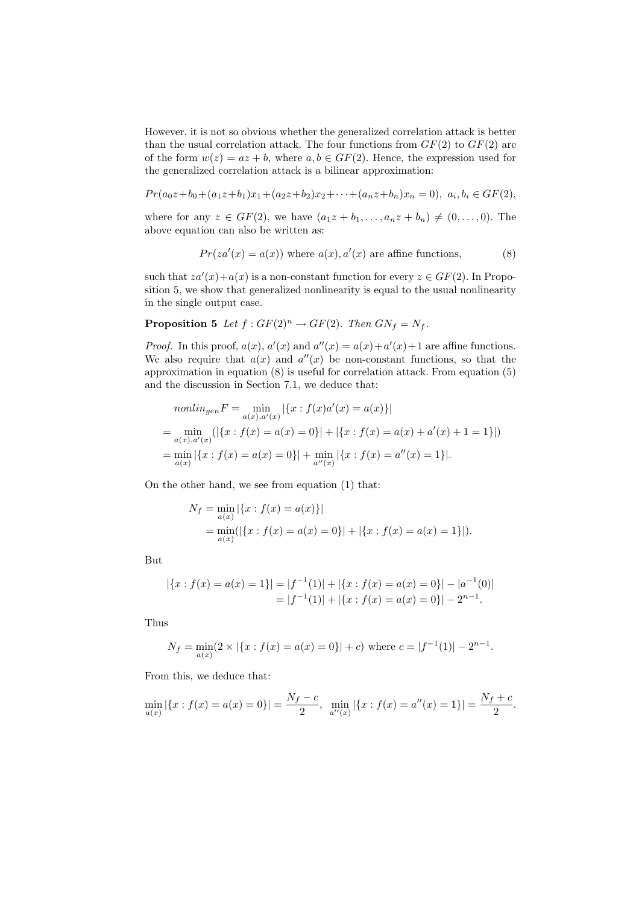However, it is not so obvious whether the generalized correlation attack is better than the usual correlation attack. The four functions from $GF(2)$ to $GF(2)$ are of the form $w(z) = az + b$, where $a, b \in GF(2)$. Hence, the expression used for the generalized correlation attack is a bilinear approximation:

$$Pr(a_0z+b_0+(a_1z+b_1)x_1+(a_2z+b_2)x_2+\cdots+(a_nz+b_n)x_n = 0),\ a_i, b_i \in GF(2),$$

where for any $z \in GF(2)$, we have $(a_1z + b_1, \ldots, a_nz + b_n) \neq (0, \ldots, 0)$. The above equation can also be written as:

$$Pr(za'(x) = a(x)) \text{ where } a(x), a'(x) \text{ are affine functions,} \tag{8}$$

such that $za'(x)+a(x)$ is a non-constant function for every $z \in GF(2)$. In Proposition 5, we show that generalized nonlinearity is equal to the usual nonlinearity in the single output case.

**Proposition 5** *Let $f : GF(2)^n \to GF(2)$. Then $GN_f = N_f$.*

*Proof.* In this proof, $a(x)$, $a'(x)$ and $a''(x) = a(x)+a'(x)+1$ are affine functions. We also require that $a(x)$ and $a''(x)$ be non-constant functions, so that the approximation in equation (8) is useful for correlation attack. From equation (5) and the discussion in Section 7.1, we deduce that:

$$
\begin{aligned}
&nonlin_{gen}F = \min_{a(x),a'(x)} |\{x : f(x)a'(x) = a(x)\}| \\
&= \min_{a(x),a'(x)} (|\{x : f(x) = a(x) = 0\}| + |\{x : f(x) = a(x) + a'(x) + 1 = 1\}|) \\
&= \min_{a(x)} |\{x : f(x) = a(x) = 0\}| + \min_{a''(x)} |\{x : f(x) = a''(x) = 1\}|.
\end{aligned}
$$

On the other hand, we see from equation (1) that:

$$
\begin{aligned}
N_f &= \min_{a(x)} |\{x : f(x) = a(x)\}| \\
&= \min_{a(x)} (|\{x : f(x) = a(x) = 0\}| + |\{x : f(x) = a(x) = 1\}|).
\end{aligned}
$$

But

$$
\begin{aligned}
|\{x : f(x) = a(x) = 1\}| &= |f^{-1}(1)| + |\{x : f(x) = a(x) = 0\}| - |a^{-1}(0)| \\
&= |f^{-1}(1)| + |\{x : f(x) = a(x) = 0\}| - 2^{n-1}.
\end{aligned}
$$

Thus

$$N_f = \min_{a(x)} (2 \times |\{x : f(x) = a(x) = 0\}| + c) \text{ where } c = |f^{-1}(1)| - 2^{n-1}.$$

From this, we deduce that:

$$\min_{a(x)} |\{x : f(x) = a(x) = 0\}| = \frac{N_f - c}{2},\ \ \min_{a''(x)} |\{x : f(x) = a''(x) = 1\}| = \frac{N_f + c}{2}.$$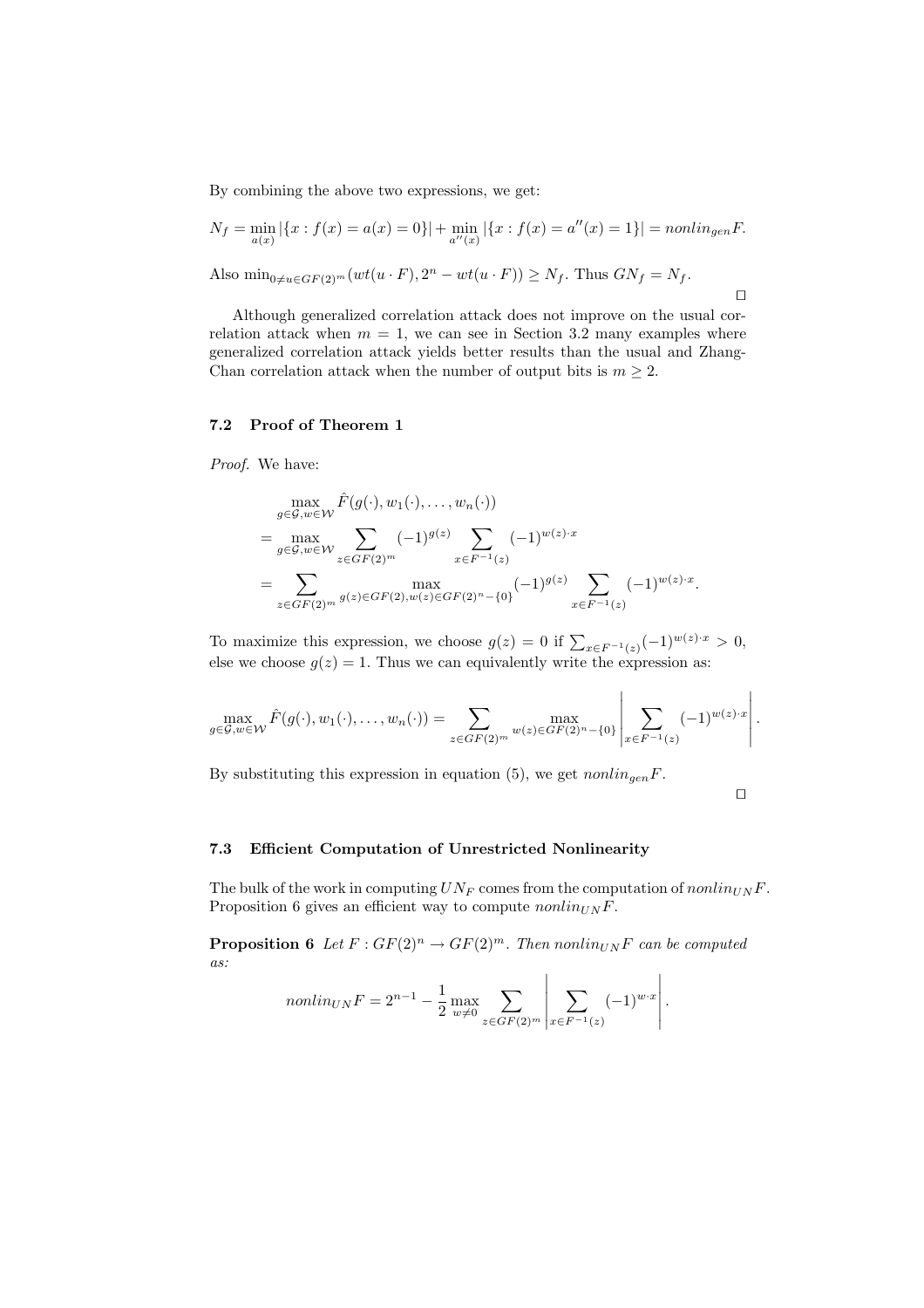By combining the above two expressions, we get:

$$N_f = \min_{a(x)} |\{x : f(x) = a(x) = 0\}| + \min_{a''(x)} |\{x : f(x) = a''(x) = 1\}| = nonlin_{gen}F.$$

Also $\min_{0 \neq u \in GF(2)^m}(wt(u \cdot F), 2^n - wt(u \cdot F)) \geq N_f$. Thus $GN_f = N_f$.

□

Although generalized correlation attack does not improve on the usual correlation attack when $m = 1$, we can see in Section 3.2 many examples where generalized correlation attack yields better results than the usual and Zhang-Chan correlation attack when the number of output bits is $m \geq 2$.

### 7.2 Proof of Theorem 1

*Proof.* We have:

$$\begin{aligned}
&\max_{g \in \mathcal{G}, w \in \mathcal{W}} \hat{F}(g(\cdot), w_1(\cdot), \ldots, w_n(\cdot)) \\
&= \max_{g \in \mathcal{G}, w \in \mathcal{W}} \sum_{z \in GF(2)^m} (-1)^{g(z)} \sum_{x \in F^{-1}(z)} (-1)^{w(z) \cdot x} \\
&= \sum_{z \in GF(2)^m} \max_{g(z) \in GF(2), w(z) \in GF(2)^n - \{0\}} (-1)^{g(z)} \sum_{x \in F^{-1}(z)} (-1)^{w(z) \cdot x}.
\end{aligned}$$

To maximize this expression, we choose $g(z) = 0$ if $\sum_{x \in F^{-1}(z)} (-1)^{w(z) \cdot x} > 0$, else we choose $g(z) = 1$. Thus we can equivalently write the expression as:

$$\max_{g \in \mathcal{G}, w \in \mathcal{W}} \hat{F}(g(\cdot), w_1(\cdot), \ldots, w_n(\cdot)) = \sum_{z \in GF(2)^m} \max_{w(z) \in GF(2)^n - \{0\}} \left| \sum_{x \in F^{-1}(z)} (-1)^{w(z) \cdot x} \right|.$$

By substituting this expression in equation (5), we get $nonlin_{gen}F$.

□

### 7.3 Efficient Computation of Unrestricted Nonlinearity

The bulk of the work in computing $UN_F$ comes from the computation of $nonlin_{UN}F$. Proposition 6 gives an efficient way to compute $nonlin_{UN}F$.

**Proposition 6** *Let $F : GF(2)^n \to GF(2)^m$. Then $nonlin_{UN}F$ can be computed as:*

$$nonlin_{UN}F = 2^{n-1} - \frac{1}{2} \max_{w \neq 0} \sum_{z \in GF(2)^m} \left| \sum_{x \in F^{-1}(z)} (-1)^{w \cdot x} \right|.$$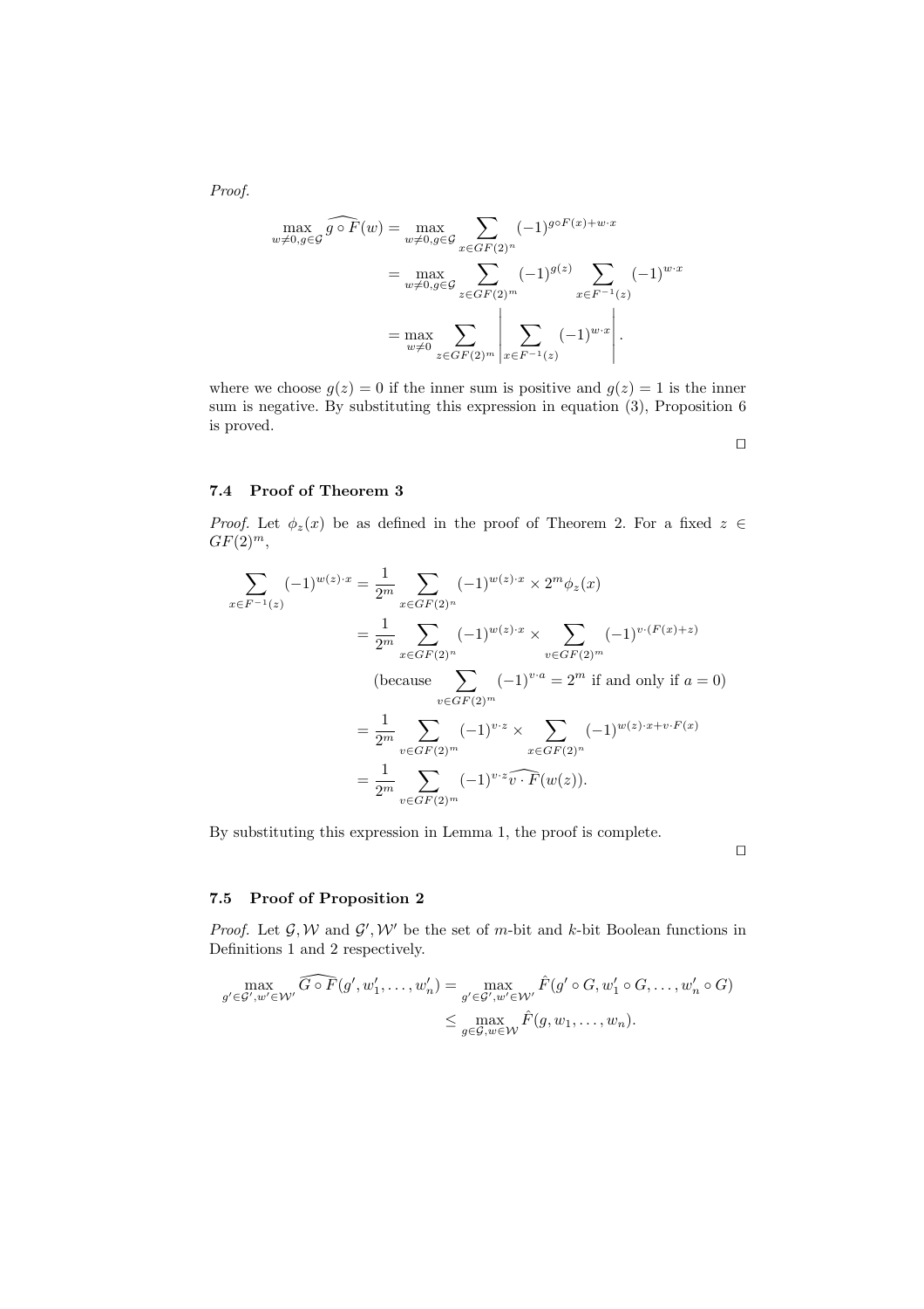*Proof.*

$$
\begin{aligned}
\max_{w\neq 0, g\in\mathcal{G}} \widehat{g\circ F}(w) &= \max_{w\neq 0, g\in\mathcal{G}} \sum_{x\in GF(2)^n} (-1)^{g\circ F(x)+w\cdot x} \\
&= \max_{w\neq 0, g\in\mathcal{G}} \sum_{z\in GF(2)^m} (-1)^{g(z)} \sum_{x\in F^{-1}(z)} (-1)^{w\cdot x} \\
&= \max_{w\neq 0} \sum_{z\in GF(2)^m} \left| \sum_{x\in F^{-1}(z)} (-1)^{w\cdot x} \right| .
\end{aligned}
$$

where we choose $g(z) = 0$ if the inner sum is positive and $g(z) = 1$ is the inner sum is negative. By substituting this expression in equation (3), Proposition 6 is proved.

□

### 7.4 Proof of Theorem 3

*Proof.* Let $\phi_z(x)$ be as defined in the proof of Theorem 2. For a fixed $z \in GF(2)^m$,

$$
\begin{aligned}
\sum_{x\in F^{-1}(z)} (-1)^{w(z)\cdot x} &= \frac{1}{2^m} \sum_{x\in GF(2)^n} (-1)^{w(z)\cdot x} \times 2^m \phi_z(x) \\
&= \frac{1}{2^m} \sum_{x\in GF(2)^n} (-1)^{w(z)\cdot x} \times \sum_{v\in GF(2)^m} (-1)^{v\cdot (F(x)+z)} \\
&\quad \text{(because } \sum_{v\in GF(2)^m} (-1)^{v\cdot a} = 2^m \text{ if and only if } a = 0) \\
&= \frac{1}{2^m} \sum_{v\in GF(2)^m} (-1)^{v\cdot z} \times \sum_{x\in GF(2)^n} (-1)^{w(z)\cdot x + v\cdot F(x)} \\
&= \frac{1}{2^m} \sum_{v\in GF(2)^m} (-1)^{v\cdot z} \widehat{v\cdot F}(w(z)).
\end{aligned}
$$

By substituting this expression in Lemma 1, the proof is complete.

□

### 7.5 Proof of Proposition 2

*Proof.* Let $\mathcal{G}, \mathcal{W}$ and $\mathcal{G}', \mathcal{W}'$ be the set of $m$-bit and $k$-bit Boolean functions in Definitions 1 and 2 respectively.

$$
\begin{aligned}
\max_{g'\in\mathcal{G}', w'\in\mathcal{W}'} \widehat{G\circ F}(g', w'_1, \ldots, w'_n) &= \max_{g'\in\mathcal{G}', w'\in\mathcal{W}'} \hat{F}(g'\circ G, w'_1\circ G, \ldots, w'_n\circ G) \\
&\leq \max_{g\in\mathcal{G}, w\in\mathcal{W}} \hat{F}(g, w_1, \ldots, w_n).
\end{aligned}
$$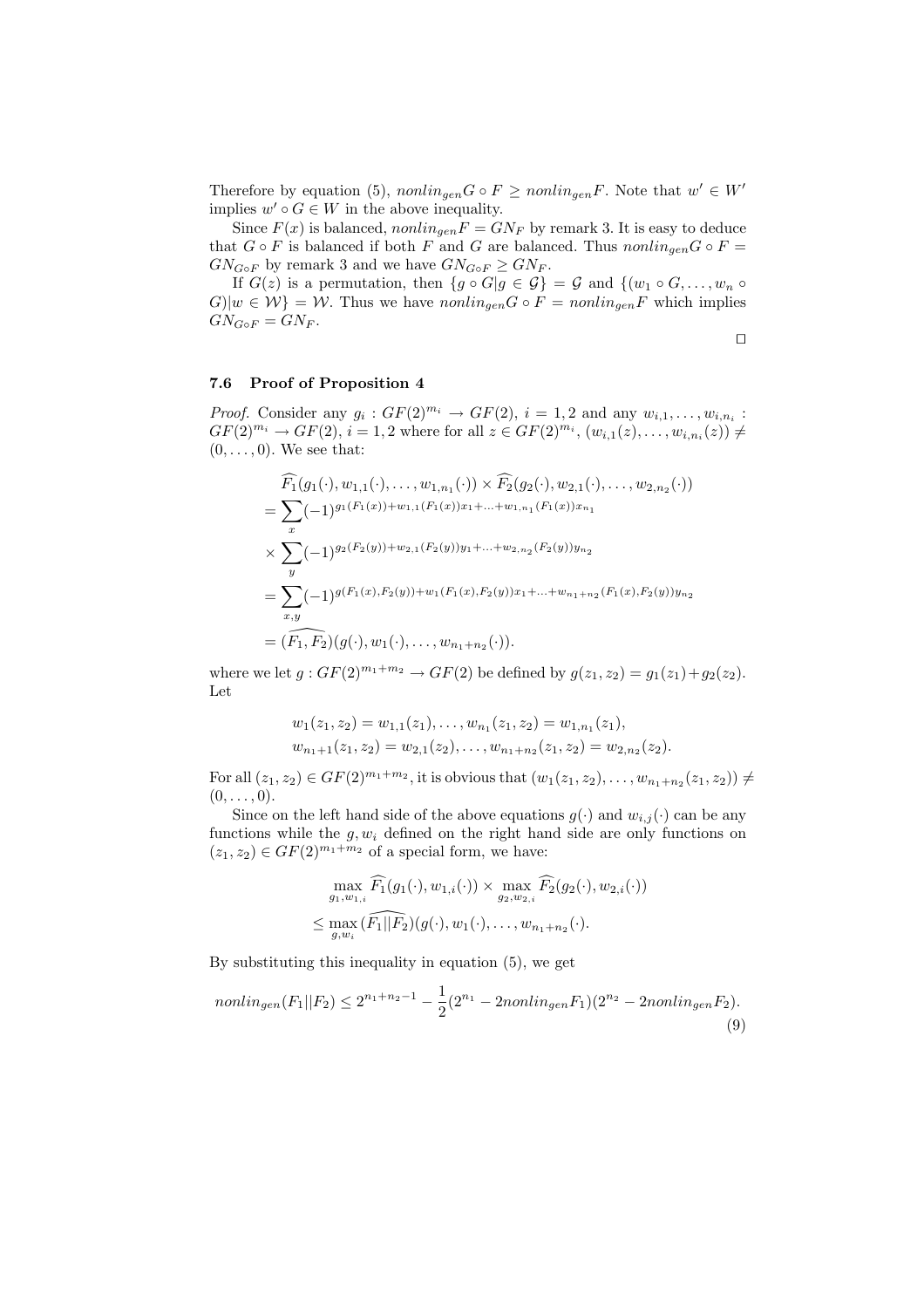Therefore by equation (5), $nonlin_{gen} G \circ F \geq nonlin_{gen} F$. Note that $w' \in W'$ implies $w' \circ G \in W$ in the above inequality.

Since $F(x)$ is balanced, $nonlin_{gen} F = GN_F$ by remark 3. It is easy to deduce that $G \circ F$ is balanced if both $F$ and $G$ are balanced. Thus $nonlin_{gen} G \circ F = GN_{G \circ F}$ by remark 3 and we have $GN_{G \circ F} \geq GN_F$.

If $G(z)$ is a permutation, then $\{g \circ G | g \in \mathcal{G}\} = \mathcal{G}$ and $\{(w_1 \circ G, \ldots, w_n \circ G) | w \in \mathcal{W}\} = \mathcal{W}$. Thus we have $nonlin_{gen} G \circ F = nonlin_{gen} F$ which implies $GN_{G \circ F} = GN_F$.

□

### 7.6 Proof of Proposition 4

*Proof.* Consider any $g_i : GF(2)^{m_i} \to GF(2)$, $i = 1, 2$ and any $w_{i,1}, \ldots, w_{i,n_i} : GF(2)^{m_i} \to GF(2)$, $i = 1, 2$ where for all $z \in GF(2)^{m_i}$, $(w_{i,1}(z), \ldots, w_{i,n_i}(z)) \neq (0, \ldots, 0)$. We see that:

$$
\begin{aligned}
&\widehat{F_1}(g_1(\cdot), w_{1,1}(\cdot), \ldots, w_{1,n_1}(\cdot)) \times \widehat{F_2}(g_2(\cdot), w_{2,1}(\cdot), \ldots, w_{2,n_2}(\cdot)) \\
&= \sum_x (-1)^{g_1(F_1(x)) + w_{1,1}(F_1(x))x_1 + \ldots + w_{1,n_1}(F_1(x))x_{n_1}} \\
&\times \sum_y (-1)^{g_2(F_2(y)) + w_{2,1}(F_2(y))y_1 + \ldots + w_{2,n_2}(F_2(y))y_{n_2}} \\
&= \sum_{x,y} (-1)^{g(F_1(x), F_2(y)) + w_1(F_1(x), F_2(y))x_1 + \ldots + w_{n_1+n_2}(F_1(x), F_2(y))y_{n_2}} \\
&= \widehat{(F_1, F_2)}(g(\cdot), w_1(\cdot), \ldots, w_{n_1+n_2}(\cdot)).
\end{aligned}
$$

where we let $g : GF(2)^{m_1+m_2} \to GF(2)$ be defined by $g(z_1, z_2) = g_1(z_1) + g_2(z_2)$. Let

$$
\begin{aligned}
&w_1(z_1, z_2) = w_{1,1}(z_1), \ldots, w_{n_1}(z_1, z_2) = w_{1,n_1}(z_1), \\
&w_{n_1+1}(z_1, z_2) = w_{2,1}(z_2), \ldots, w_{n_1+n_2}(z_1, z_2) = w_{2,n_2}(z_2).
\end{aligned}
$$

For all $(z_1, z_2) \in GF(2)^{m_1+m_2}$, it is obvious that $(w_1(z_1, z_2), \ldots, w_{n_1+n_2}(z_1, z_2)) \neq (0, \ldots, 0)$.

Since on the left hand side of the above equations $g(\cdot)$ and $w_{i,j}(\cdot)$ can be any functions while the $g, w_i$ defined on the right hand side are only functions on $(z_1, z_2) \in GF(2)^{m_1+m_2}$ of a special form, we have:

$$
\begin{aligned}
&\max_{g_1, w_{1,i}} \widehat{F_1}(g_1(\cdot), w_{1,i}(\cdot)) \times \max_{g_2, w_{2,i}} \widehat{F_2}(g_2(\cdot), w_{2,i}(\cdot)) \\
&\leq \max_{g, w_i} \widehat{(F_1 || F_2)}(g(\cdot), w_1(\cdot), \ldots, w_{n_1+n_2}(\cdot).
\end{aligned}
$$

By substituting this inequality in equation (5), we get

$$
nonlin_{gen}(F_1 || F_2) \leq 2^{n_1+n_2-1} - \frac{1}{2}(2^{n_1} - 2nonlin_{gen} F_1)(2^{n_2} - 2nonlin_{gen} F_2). \tag{9}
$$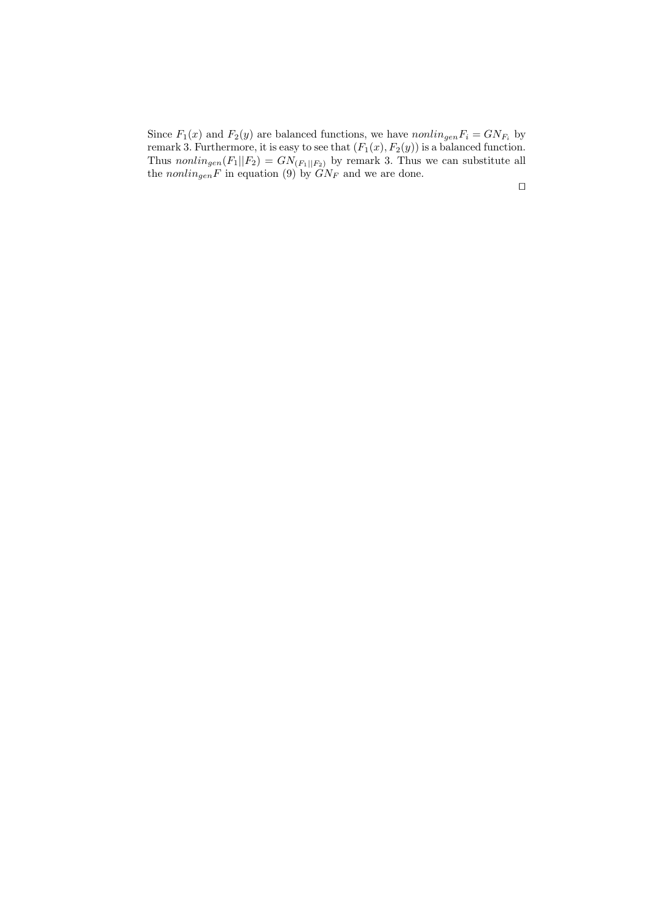Since $F_1(x)$ and $F_2(y)$ are balanced functions, we have $nonlin_{gen}F_i = GN_{F_i}$ by remark 3. Furthermore, it is easy to see that $(F_1(x), F_2(y))$ is a balanced function. Thus $nonlin_{gen}(F_1||F_2) = GN_{(F_1||F_2)}$ by remark 3. Thus we can substitute all the $nonlin_{gen}F$ in equation (9) by $GN_F$ and we are done.

□